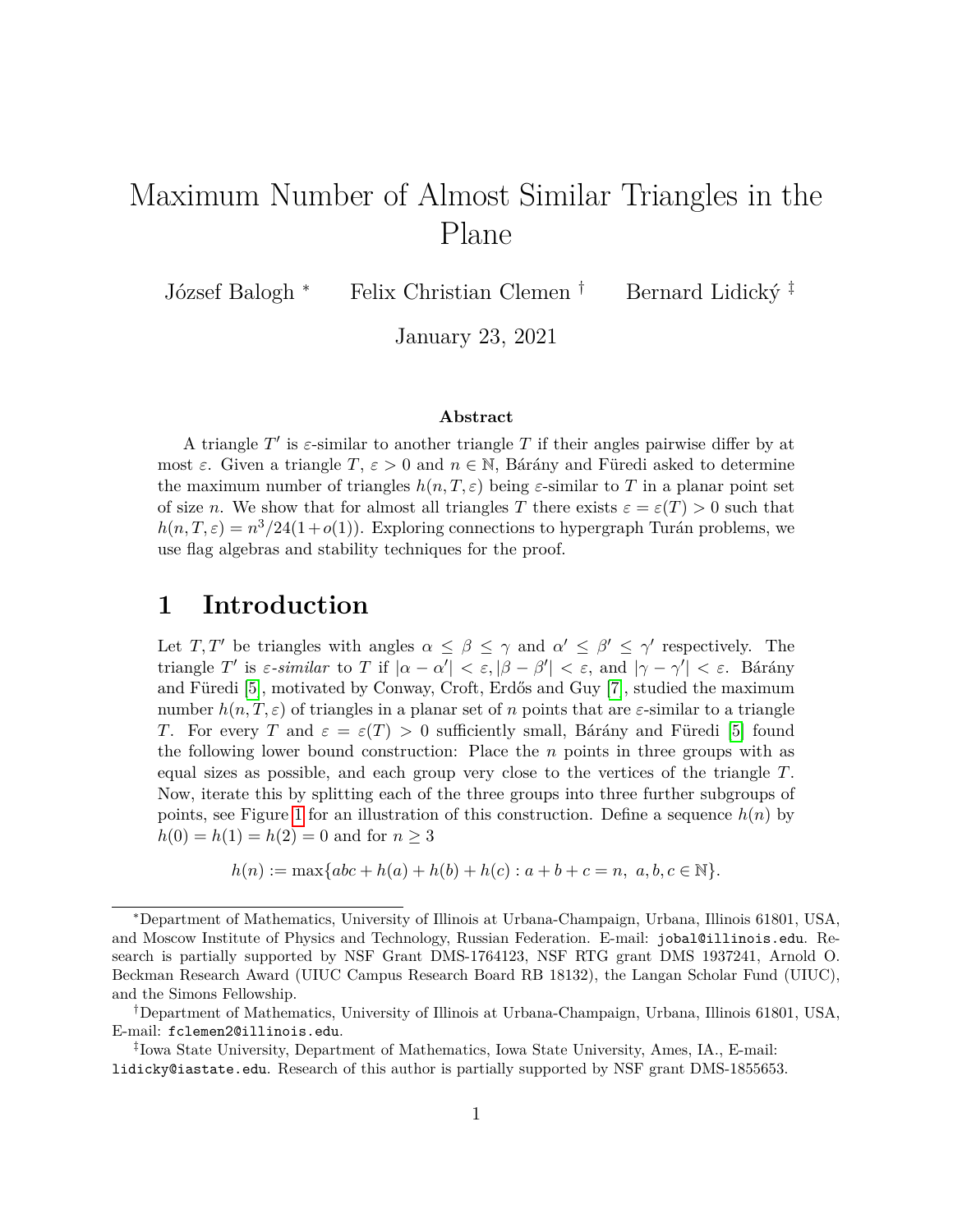# Maximum Number of Almost Similar Triangles in the Plane

József Balogh [*] Felix Christian Clemen [†] Bernard Lidický [‡]

January 23, 2021

### Abstract

A triangle $T'$ is $\varepsilon$-similar to another triangle $T$ if their angles pairwise differ by at most $\varepsilon$. Given a triangle $T$, $\varepsilon > 0$ and $n \in \mathbb{N}$, Bárány and Füredi asked to determine the maximum number of triangles $h(n, T, \varepsilon)$ being $\varepsilon$-similar to $T$ in a planar point set of size $n$. We show that for almost all triangles $T$ there exists $\varepsilon = \varepsilon(T) > 0$ such that $h(n, T, \varepsilon) = n^3/24(1 + o(1))$. Exploring connections to hypergraph Turán problems, we use flag algebras and stability techniques for the proof.

## 1 Introduction

Let $T, T'$ be triangles with angles $\alpha \leq \beta \leq \gamma$ and $\alpha' \leq \beta' \leq \gamma'$ respectively. The triangle $T'$ is *$\varepsilon$-similar* to $T$ if $|\alpha - \alpha'| < \varepsilon, |\beta - \beta'| < \varepsilon$, and $|\gamma - \gamma'| < \varepsilon$. Bárány and Füredi [5], motivated by Conway, Croft, Erdős and Guy [7], studied the maximum number $h(n, T, \varepsilon)$ of triangles in a planar set of $n$ points that are $\varepsilon$-similar to a triangle $T$. For every $T$ and $\varepsilon = \varepsilon(T) > 0$ sufficiently small, Bárány and Füredi [5] found the following lower bound construction: Place the $n$ points in three groups with as equal sizes as possible, and each group very close to the vertices of the triangle $T$. Now, iterate this by splitting each of the three groups into three further subgroups of points, see Figure 1 for an illustration of this construction. Define a sequence $h(n)$ by $h(0) = h(1) = h(2) = 0$ and for $n \geq 3$

$$h(n) := \max\{abc + h(a) + h(b) + h(c) : a + b + c = n,\ a, b, c \in \mathbb{N}\}.$$

---

[*] Department of Mathematics, University of Illinois at Urbana-Champaign, Urbana, Illinois 61801, USA, and Moscow Institute of Physics and Technology, Russian Federation. E-mail: jobal@illinois.edu. Research is partially supported by NSF Grant DMS-1764123, NSF RTG grant DMS 1937241, Arnold O. Beckman Research Award (UIUC Campus Research Board RB 18132), the Langan Scholar Fund (UIUC), and the Simons Fellowship.

[†] Department of Mathematics, University of Illinois at Urbana-Champaign, Urbana, Illinois 61801, USA, E-mail: fclemen2@illinois.edu.

[‡] Iowa State University, Department of Mathematics, Iowa State University, Ames, IA., E-mail: lidicky@iastate.edu. Research of this author is partially supported by NSF grant DMS-1855653.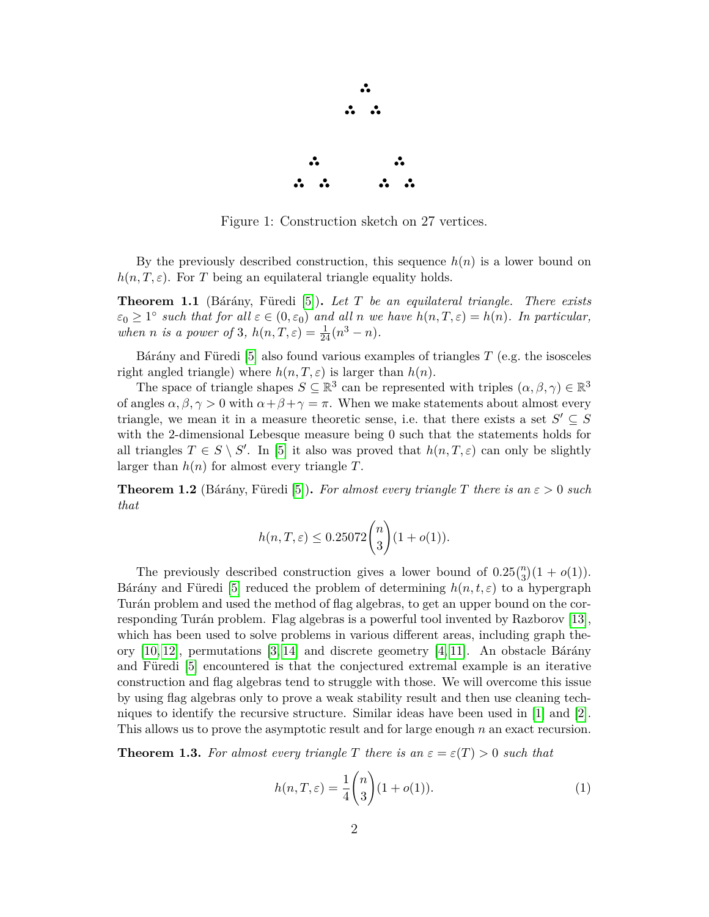Figure 1: Construction sketch on 27 vertices.

By the previously described construction, this sequence $h(n)$ is a lower bound on $h(n, T, \varepsilon)$. For $T$ being an equilateral triangle equality holds.

**Theorem 1.1** (Bárány, Füredi [5]). *Let $T$ be an equilateral triangle. There exists $\varepsilon_0 \geq 1^\circ$ such that for all $\varepsilon \in (0, \varepsilon_0)$ and all $n$ we have $h(n, T, \varepsilon) = h(n)$. In particular, when $n$ is a power of 3, $h(n, T, \varepsilon) = \frac{1}{24}(n^3 - n)$.*

Bárány and Füredi [5] also found various examples of triangles $T$ (e.g. the isosceles right angled triangle) where $h(n, T, \varepsilon)$ is larger than $h(n)$.

The space of triangle shapes $S \subseteq \mathbb{R}^3$ can be represented with triples $(\alpha, \beta, \gamma) \in \mathbb{R}^3$ of angles $\alpha, \beta, \gamma > 0$ with $\alpha + \beta + \gamma = \pi$. When we make statements about almost every triangle, we mean it in a measure theoretic sense, i.e. that there exists a set $S' \subseteq S$ with the 2-dimensional Lebesque measure being 0 such that the statements holds for all triangles $T \in S \setminus S'$. In [5] it also was proved that $h(n, T, \varepsilon)$ can only be slightly larger than $h(n)$ for almost every triangle $T$.

**Theorem 1.2** (Bárány, Füredi [5]). *For almost every triangle $T$ there is an $\varepsilon > 0$ such that*

$$h(n, T, \varepsilon) \leq 0.25072 \binom{n}{3}(1 + o(1)).$$

The previously described construction gives a lower bound of $0.25\binom{n}{3}(1 + o(1))$. Bárány and Füredi [5] reduced the problem of determining $h(n, t, \varepsilon)$ to a hypergraph Turán problem and used the method of flag algebras, to get an upper bound on the corresponding Turán problem. Flag algebras is a powerful tool invented by Razborov [13], which has been used to solve problems in various different areas, including graph theory [10, 12], permutations [3, 14] and discrete geometry [4, 11]. An obstacle Bárány and Füredi [5] encountered is that the conjectured extremal example is an iterative construction and flag algebras tend to struggle with those. We will overcome this issue by using flag algebras only to prove a weak stability result and then use cleaning techniques to identify the recursive structure. Similar ideas have been used in [1] and [2]. This allows us to prove the asymptotic result and for large enough $n$ an exact recursion.

**Theorem 1.3.** *For almost every triangle $T$ there is an $\varepsilon = \varepsilon(T) > 0$ such that*

$$h(n, T, \varepsilon) = \frac{1}{4}\binom{n}{3}(1 + o(1)). \tag{1}$$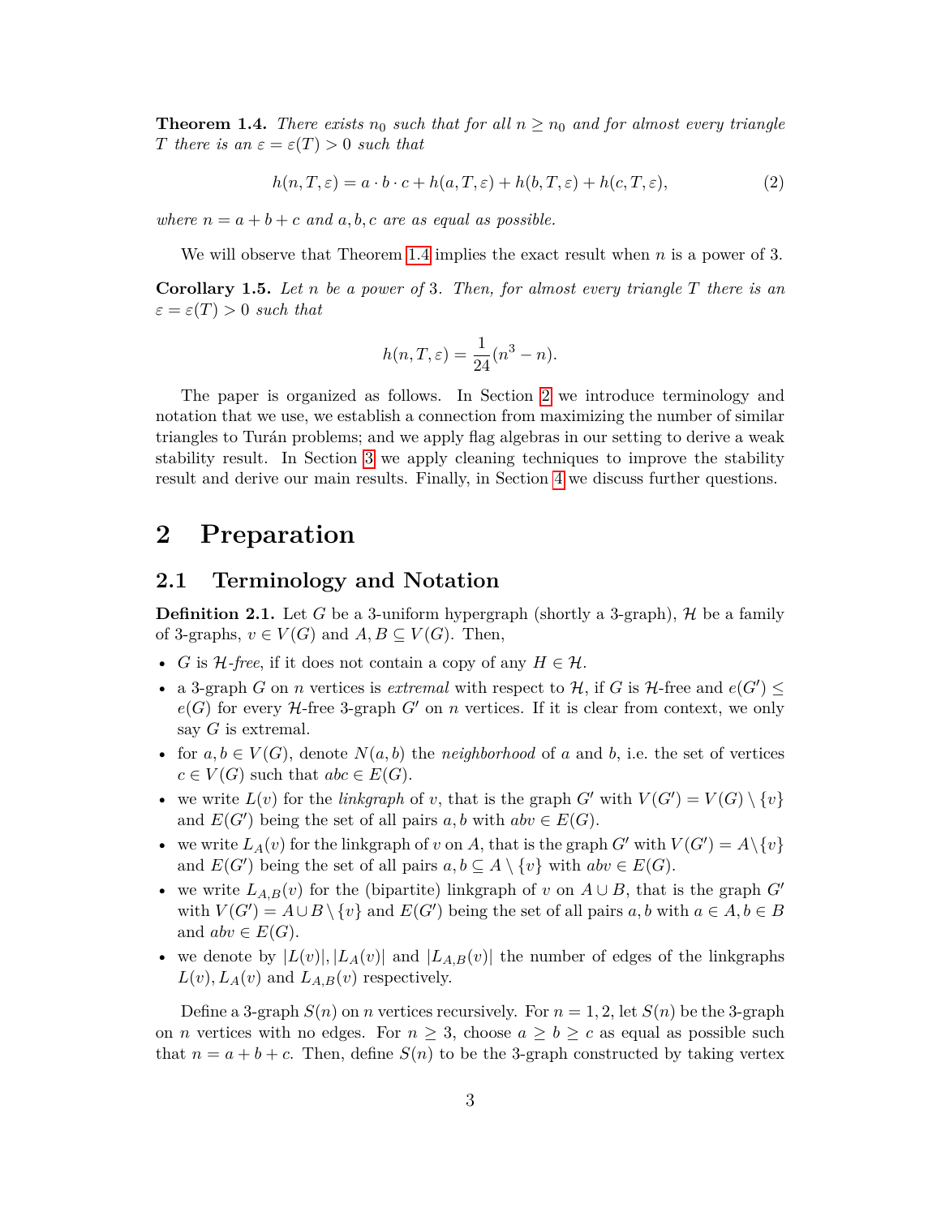**Theorem 1.4.** *There exists $n_0$ such that for all $n \geq n_0$ and for almost every triangle $T$ there is an $\varepsilon = \varepsilon(T) > 0$ such that*

$$h(n, T, \varepsilon) = a \cdot b \cdot c + h(a, T, \varepsilon) + h(b, T, \varepsilon) + h(c, T, \varepsilon), \tag{2}$$

*where $n = a + b + c$ and $a, b, c$ are as equal as possible.*

We will observe that Theorem 1.4 implies the exact result when $n$ is a power of 3.

**Corollary 1.5.** *Let $n$ be a power of 3. Then, for almost every triangle $T$ there is an $\varepsilon = \varepsilon(T) > 0$ such that*

$$h(n, T, \varepsilon) = \frac{1}{24}(n^3 - n).$$

The paper is organized as follows. In Section 2 we introduce terminology and notation that we use, we establish a connection from maximizing the number of similar triangles to Turán problems; and we apply flag algebras in our setting to derive a weak stability result. In Section 3 we apply cleaning techniques to improve the stability result and derive our main results. Finally, in Section 4 we discuss further questions.

# 2 Preparation

## 2.1 Terminology and Notation

**Definition 2.1.** Let $G$ be a 3-uniform hypergraph (shortly a 3-graph), $\mathcal{H}$ be a family of 3-graphs, $v \in V(G)$ and $A, B \subseteq V(G)$. Then,

- $G$ is *$\mathcal{H}$-free*, if it does not contain a copy of any $H \in \mathcal{H}$.
- a 3-graph $G$ on $n$ vertices is *extremal* with respect to $\mathcal{H}$, if $G$ is $\mathcal{H}$-free and $e(G') \leq e(G)$ for every $\mathcal{H}$-free 3-graph $G'$ on $n$ vertices. If it is clear from context, we only say $G$ is extremal.
- for $a, b \in V(G)$, denote $N(a, b)$ the *neighborhood* of $a$ and $b$, i.e. the set of vertices $c \in V(G)$ such that $abc \in E(G)$.
- we write $L(v)$ for the *linkgraph* of $v$, that is the graph $G'$ with $V(G') = V(G) \setminus \{v\}$ and $E(G')$ being the set of all pairs $a, b$ with $abv \in E(G)$.
- we write $L_A(v)$ for the linkgraph of $v$ on $A$, that is the graph $G'$ with $V(G') = A \setminus \{v\}$ and $E(G')$ being the set of all pairs $a, b \subseteq A \setminus \{v\}$ with $abv \in E(G)$.
- we write $L_{A,B}(v)$ for the (bipartite) linkgraph of $v$ on $A \cup B$, that is the graph $G'$ with $V(G') = A \cup B \setminus \{v\}$ and $E(G')$ being the set of all pairs $a, b$ with $a \in A, b \in B$ and $abv \in E(G)$.
- we denote by $|L(v)|, |L_A(v)|$ and $|L_{A,B}(v)|$ the number of edges of the linkgraphs $L(v), L_A(v)$ and $L_{A,B}(v)$ respectively.

Define a 3-graph $S(n)$ on $n$ vertices recursively. For $n = 1, 2$, let $S(n)$ be the 3-graph on $n$ vertices with no edges. For $n \geq 3$, choose $a \geq b \geq c$ as equal as possible such that $n = a + b + c$. Then, define $S(n)$ to be the 3-graph constructed by taking vertex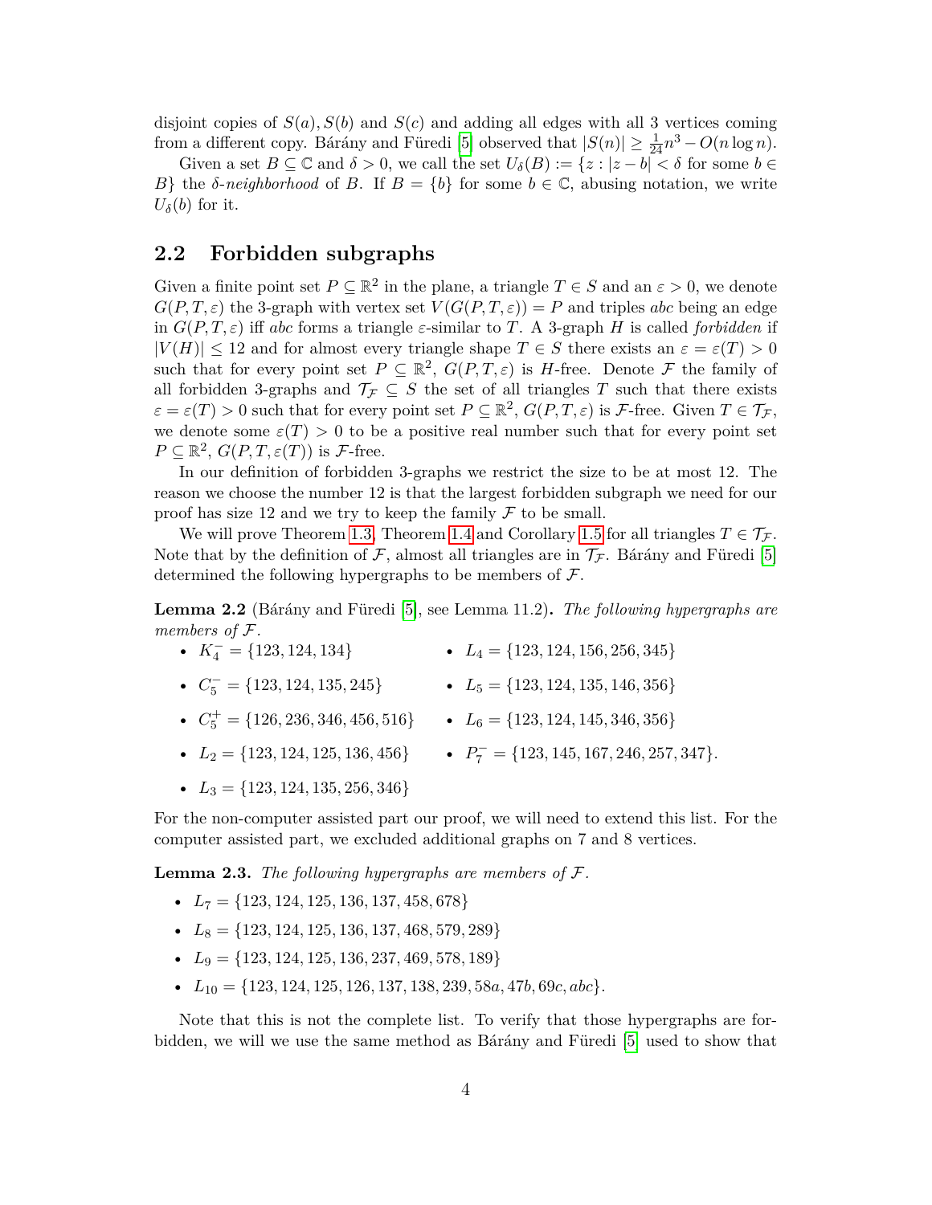disjoint copies of $S(a), S(b)$ and $S(c)$ and adding all edges with all 3 vertices coming from a different copy. Bárány and Füredi [5] observed that $|S(n)| \geq \frac{1}{24}n^3 - O(n \log n)$.

Given a set $B \subseteq \mathbb{C}$ and $\delta > 0$, we call the set $U_\delta(B) := \{z : |z - b| < \delta$ for some $b \in B\}$ the *$\delta$-neighborhood* of $B$. If $B = \{b\}$ for some $b \in \mathbb{C}$, abusing notation, we write $U_\delta(b)$ for it.

## 2.2 Forbidden subgraphs

Given a finite point set $P \subseteq \mathbb{R}^2$ in the plane, a triangle $T \in S$ and an $\varepsilon > 0$, we denote $G(P, T, \varepsilon)$ the 3-graph with vertex set $V(G(P, T, \varepsilon)) = P$ and triples $abc$ being an edge in $G(P, T, \varepsilon)$ iff $abc$ forms a triangle $\varepsilon$-similar to $T$. A 3-graph $H$ is called *forbidden* if $|V(H)| \leq 12$ and for almost every triangle shape $T \in S$ there exists an $\varepsilon = \varepsilon(T) > 0$ such that for every point set $P \subseteq \mathbb{R}^2$, $G(P, T, \varepsilon)$ is $H$-free. Denote $\mathcal{F}$ the family of all forbidden 3-graphs and $\mathcal{T}_\mathcal{F} \subseteq S$ the set of all triangles $T$ such that there exists $\varepsilon = \varepsilon(T) > 0$ such that for every point set $P \subseteq \mathbb{R}^2$, $G(P, T, \varepsilon)$ is $\mathcal{F}$-free. Given $T \in \mathcal{T}_\mathcal{F}$, we denote some $\varepsilon(T) > 0$ to be a positive real number such that for every point set $P \subseteq \mathbb{R}^2$, $G(P, T, \varepsilon(T))$ is $\mathcal{F}$-free.

In our definition of forbidden 3-graphs we restrict the size to be at most 12. The reason we choose the number 12 is that the largest forbidden subgraph we need for our proof has size 12 and we try to keep the family $\mathcal{F}$ to be small.

We will prove Theorem 1.3, Theorem 1.4 and Corollary 1.5 for all triangles $T \in \mathcal{T}_\mathcal{F}$. Note that by the definition of $\mathcal{F}$, almost all triangles are in $\mathcal{T}_\mathcal{F}$. Bárány and Füredi [5] determined the following hypergraphs to be members of $\mathcal{F}$.

**Lemma 2.2** (Bárány and Füredi [5], see Lemma 11.2)**.** *The following hypergraphs are members of $\mathcal{F}$.*

- $K_4^- = \{123, 124, 134\}$
- $C_5^- = \{123, 124, 135, 245\}$
- $C_5^+ = \{126, 236, 346, 456, 516\}$
- $L_2 = \{123, 124, 125, 136, 456\}$
- $L_3 = \{123, 124, 135, 256, 346\}$
- $L_4 = \{123, 124, 156, 256, 345\}$
- $L_5 = \{123, 124, 135, 146, 356\}$
- $L_6 = \{123, 124, 145, 346, 356\}$
- $P_7^- = \{123, 145, 167, 246, 257, 347\}$.

For the non-computer assisted part our proof, we will need to extend this list. For the computer assisted part, we excluded additional graphs on 7 and 8 vertices.

**Lemma 2.3.** *The following hypergraphs are members of $\mathcal{F}$.*

- $L_7 = \{123, 124, 125, 136, 137, 458, 678\}$
- $L_8 = \{123, 124, 125, 136, 137, 468, 579, 289\}$
- $L_9 = \{123, 124, 125, 136, 237, 469, 578, 189\}$
- $L_{10} = \{123, 124, 125, 126, 137, 138, 239, 58a, 47b, 69c, abc\}$.

Note that this is not the complete list. To verify that those hypergraphs are forbidden, we will we use the same method as Bárány and Füredi [5] used to show that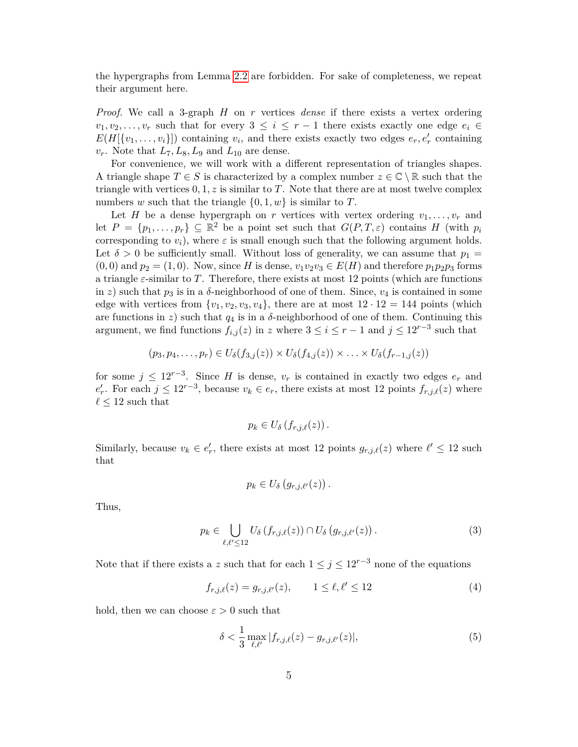the hypergraphs from Lemma 2.2 are forbidden. For sake of completeness, we repeat their argument here.

*Proof.* We call a 3-graph $H$ on $r$ vertices *dense* if there exists a vertex ordering $v_1, v_2, \ldots, v_r$ such that for every $3 \leq i \leq r-1$ there exists exactly one edge $e_i \in E(H[\{v_1, \ldots, v_i\}])$ containing $v_i$, and there exists exactly two edges $e_r, e_r'$ containing $v_r$. Note that $L_7, L_8, L_9$ and $L_{10}$ are dense.

For convenience, we will work with a different representation of triangles shapes. A triangle shape $T \in S$ is characterized by a complex number $z \in \mathbb{C} \setminus \mathbb{R}$ such that the triangle with vertices $0, 1, z$ is similar to $T$. Note that there are at most twelve complex numbers $w$ such that the triangle $\{0, 1, w\}$ is similar to $T$.

Let $H$ be a dense hypergraph on $r$ vertices with vertex ordering $v_1, \ldots, v_r$ and let $P = \{p_1, \ldots, p_r\} \subseteq \mathbb{R}^2$ be a point set such that $G(P, T, \varepsilon)$ contains $H$ (with $p_i$ corresponding to $v_i$), where $\varepsilon$ is small enough such that the following argument holds. Let $\delta > 0$ be sufficiently small. Without loss of generality, we can assume that $p_1 = (0, 0)$ and $p_2 = (1, 0)$. Now, since $H$ is dense, $v_1v_2v_3 \in E(H)$ and therefore $p_1p_2p_3$ forms a triangle $\varepsilon$-similar to $T$. Therefore, there exists at most 12 points (which are functions in $z$) such that $p_3$ is in a $\delta$-neighborhood of one of them. Since, $v_4$ is contained in some edge with vertices from $\{v_1, v_2, v_3, v_4\}$, there are at most $12 \cdot 12 = 144$ points (which are functions in $z$) such that $q_4$ is in a $\delta$-neighborhood of one of them. Continuing this argument, we find functions $f_{i,j}(z)$ in $z$ where $3 \leq i \leq r-1$ and $j \leq 12^{r-3}$ such that

$$(p_3, p_4, \ldots, p_r) \in U_\delta(f_{3,j}(z)) \times U_\delta(f_{4,j}(z)) \times \ldots \times U_\delta(f_{r-1,j}(z))$$

for some $j \leq 12^{r-3}$. Since $H$ is dense, $v_r$ is contained in exactly two edges $e_r$ and $e_r'$. For each $j \leq 12^{r-3}$, because $v_k \in e_r$, there exists at most 12 points $f_{r,j,\ell}(z)$ where $\ell \leq 12$ such that

$$p_k \in U_\delta\left(f_{r,j,\ell}(z)\right).$$

Similarly, because $v_k \in e_r'$, there exists at most 12 points $g_{r,j,\ell}(z)$ where $\ell' \leq 12$ such that

$$p_k \in U_\delta\left(g_{r,j,\ell'}(z)\right).$$

Thus,

$$p_k \in \bigcup_{\ell,\ell' \leq 12} U_\delta\left(f_{r,j,\ell}(z)\right) \cap U_\delta\left(g_{r,j,\ell'}(z)\right). \tag{3}$$

Note that if there exists a $z$ such that for each $1 \leq j \leq 12^{r-3}$ none of the equations

$$f_{r,j,\ell}(z) = g_{r,j,\ell'}(z), \qquad 1 \leq \ell, \ell' \leq 12 \tag{4}$$

hold, then we can choose $\varepsilon > 0$ such that

$$\delta < \frac{1}{3} \max_{\ell,\ell'} |f_{r,j,\ell}(z) - g_{r,j,\ell'}(z)|, \tag{5}$$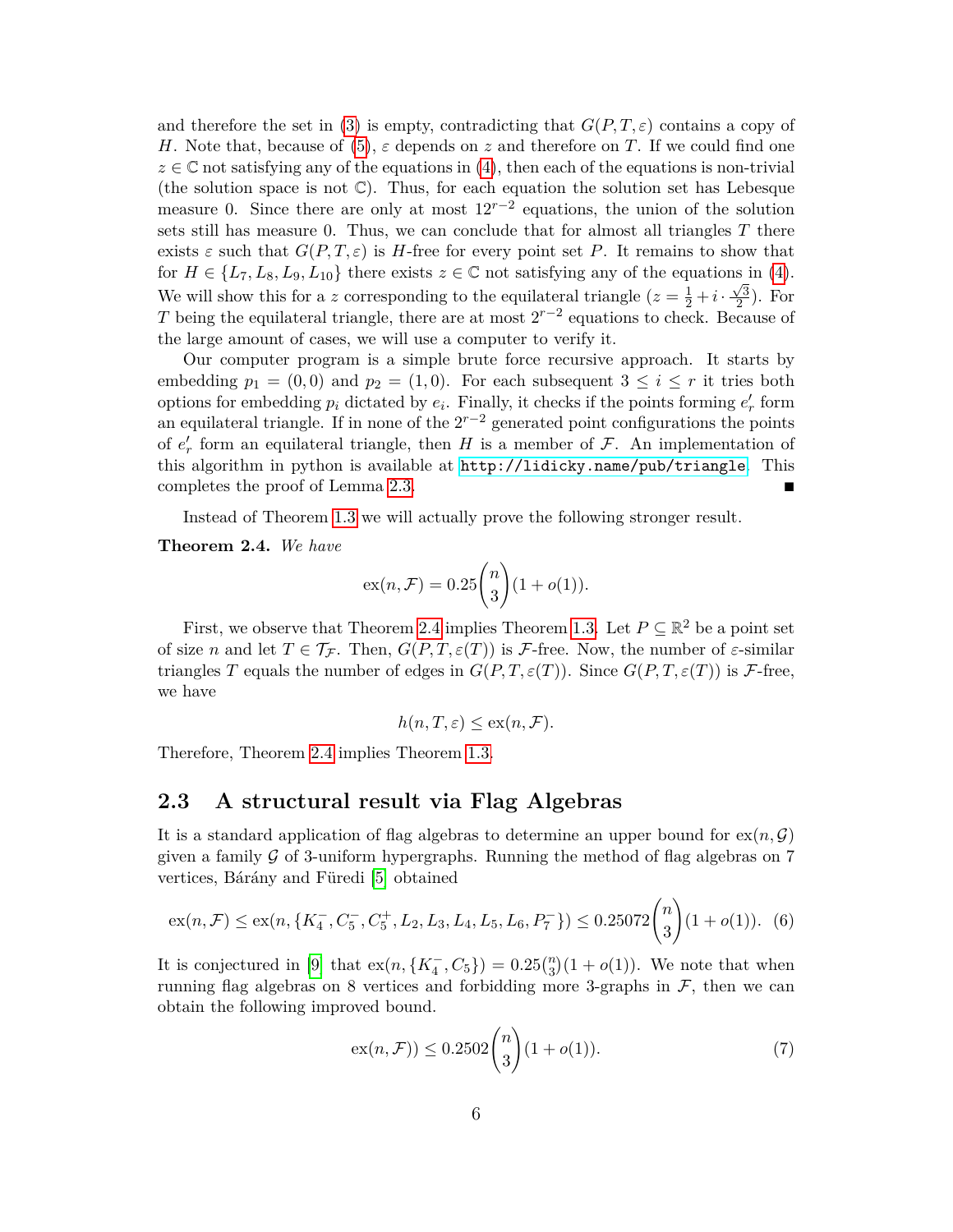and therefore the set in (3) is empty, contradicting that $G(P, T, \varepsilon)$ contains a copy of $H$. Note that, because of (5), $\varepsilon$ depends on $z$ and therefore on $T$. If we could find one $z \in \mathbb{C}$ not satisfying any of the equations in (4), then each of the equations is non-trivial (the solution space is not $\mathbb{C}$). Thus, for each equation the solution set has Lebesgue measure 0. Since there are only at most $12^{r-2}$ equations, the union of the solution sets still has measure 0. Thus, we can conclude that for almost all triangles $T$ there exists $\varepsilon$ such that $G(P, T, \varepsilon)$ is $H$-free for every point set $P$. It remains to show that for $H \in \{L_7, L_8, L_9, L_{10}\}$ there exists $z \in \mathbb{C}$ not satisfying any of the equations in (4). We will show this for a $z$ corresponding to the equilateral triangle ($z = \frac{1}{2} + i \cdot \frac{\sqrt{3}}{2}$). For $T$ being the equilateral triangle, there are at most $2^{r-2}$ equations to check. Because of the large amount of cases, we will use a computer to verify it.

Our computer program is a simple brute force recursive approach. It starts by embedding $p_1 = (0, 0)$ and $p_2 = (1, 0)$. For each subsequent $3 \leq i \leq r$ it tries both options for embedding $p_i$ dictated by $e_i$. Finally, it checks if the points forming $e'_r$ form an equilateral triangle. If in none of the $2^{r-2}$ generated point configurations the points of $e'_r$ form an equilateral triangle, then $H$ is a member of $\mathcal{F}$. An implementation of this algorithm in python is available at http://lidicky.name/pub/triangle. This completes the proof of Lemma 2.3. ■

Instead of Theorem 1.3 we will actually prove the following stronger result.

**Theorem 2.4.** *We have*

$$\mathrm{ex}(n, \mathcal{F}) = 0.25\binom{n}{3}(1 + o(1)).$$

First, we observe that Theorem 2.4 implies Theorem 1.3. Let $P \subseteq \mathbb{R}^2$ be a point set of size $n$ and let $T \in \mathcal{T}_{\mathcal{F}}$. Then, $G(P, T, \varepsilon(T))$ is $\mathcal{F}$-free. Now, the number of $\varepsilon$-similar triangles $T$ equals the number of edges in $G(P, T, \varepsilon(T))$. Since $G(P, T, \varepsilon(T))$ is $\mathcal{F}$-free, we have

$$h(n, T, \varepsilon) \leq \mathrm{ex}(n, \mathcal{F}).$$

Therefore, Theorem 2.4 implies Theorem 1.3.

## 2.3 A structural result via Flag Algebras

It is a standard application of flag algebras to determine an upper bound for $\mathrm{ex}(n, \mathcal{G})$ given a family $\mathcal{G}$ of 3-uniform hypergraphs. Running the method of flag algebras on 7 vertices, Bárány and Füredi [5] obtained

$$\mathrm{ex}(n, \mathcal{F}) \leq \mathrm{ex}(n, \{K_4^-, C_5^-, C_5^+, L_2, L_3, L_4, L_5, L_6, P_7^-\}) \leq 0.25072\binom{n}{3}(1 + o(1)). \quad (6)$$

It is conjectured in [9] that $\mathrm{ex}(n, \{K_4^-, C_5\}) = 0.25\binom{n}{3}(1 + o(1))$. We note that when running flag algebras on 8 vertices and forbidding more 3-graphs in $\mathcal{F}$, then we can obtain the following improved bound.

$$\mathrm{ex}(n, \mathcal{F})) \leq 0.2502\binom{n}{3}(1 + o(1)). \quad (7)$$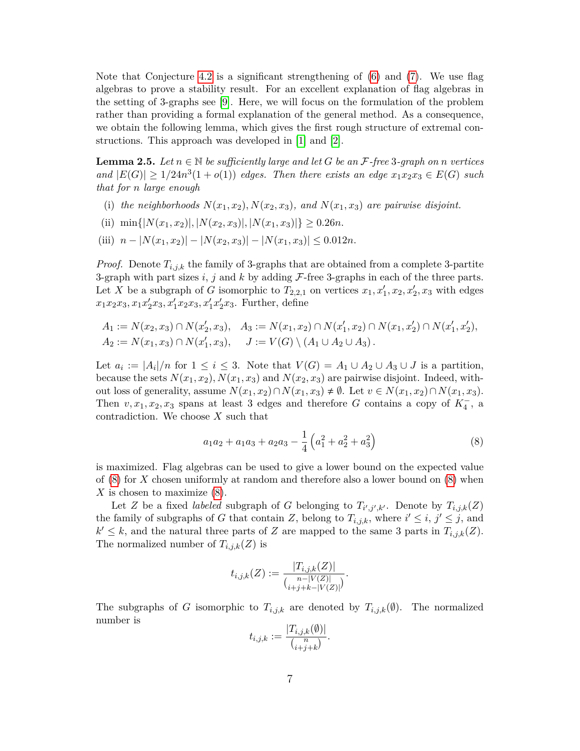Note that Conjecture 4.2 is a significant strengthening of (6) and (7). We use flag algebras to prove a stability result. For an excellent explanation of flag algebras in the setting of 3-graphs see [9]. Here, we will focus on the formulation of the problem rather than providing a formal explanation of the general method. As a consequence, we obtain the following lemma, which gives the first rough structure of extremal constructions. This approach was developed in [1] and [2].

**Lemma 2.5.** *Let $n \in \mathbb{N}$ be sufficiently large and let $G$ be an $\mathcal{F}$-free 3-graph on $n$ vertices and $|E(G)| \geq 1/24n^3(1 + o(1))$ edges. Then there exists an edge $x_1x_2x_3 \in E(G)$ such that for $n$ large enough*

(i) *the neighborhoods $N(x_1, x_2), N(x_2, x_3)$, and $N(x_1, x_3)$ are pairwise disjoint.*

(ii) $\min\{|N(x_1, x_2)|, |N(x_2, x_3)|, |N(x_1, x_3)|\} \geq 0.26n$.

(iii) $n - |N(x_1, x_2)| - |N(x_2, x_3)| - |N(x_1, x_3)| \leq 0.012n$.

*Proof.* Denote $T_{i,j,k}$ the family of 3-graphs that are obtained from a complete 3-partite 3-graph with part sizes $i$, $j$ and $k$ by adding $\mathcal{F}$-free 3-graphs in each of the three parts. Let $X$ be a subgraph of $G$ isomorphic to $T_{2,2,1}$ on vertices $x_1, x_1', x_2, x_2', x_3$ with edges $x_1x_2x_3, x_1x_2'x_3, x_1'x_2x_3, x_1'x_2'x_3$. Further, define

$$
\begin{aligned}
A_1 &:= N(x_2, x_3) \cap N(x_2', x_3), \quad A_3 := N(x_1, x_2) \cap N(x_1', x_2) \cap N(x_1, x_2') \cap N(x_1', x_2'), \\
A_2 &:= N(x_1, x_3) \cap N(x_1', x_3), \quad J := V(G) \setminus (A_1 \cup A_2 \cup A_3)\,.
\end{aligned}
$$

Let $a_i := |A_i|/n$ for $1 \leq i \leq 3$. Note that $V(G) = A_1 \cup A_2 \cup A_3 \cup J$ is a partition, because the sets $N(x_1, x_2)$, $N(x_1, x_3)$ and $N(x_2, x_3)$ are pairwise disjoint. Indeed, without loss of generality, assume $N(x_1, x_2) \cap N(x_1, x_3) \neq \emptyset$. Let $v \in N(x_1, x_2) \cap N(x_1, x_3)$. Then $v, x_1, x_2, x_3$ spans at least 3 edges and therefore $G$ contains a copy of $K_4^-$, a contradiction. We choose $X$ such that

$$
a_1a_2 + a_1a_3 + a_2a_3 - \frac{1}{4}\left(a_1^2 + a_2^2 + a_3^2\right) \tag{8}
$$

is maximized. Flag algebras can be used to give a lower bound on the expected value of (8) for $X$ chosen uniformly at random and therefore also a lower bound on (8) when $X$ is chosen to maximize (8).

Let $Z$ be a fixed *labeled* subgraph of $G$ belonging to $T_{i',j',k'}$. Denote by $T_{i,j,k}(Z)$ the family of subgraphs of $G$ that contain $Z$, belong to $T_{i,j,k}$, where $i' \leq i$, $j' \leq j$, and $k' \leq k$, and the natural three parts of $Z$ are mapped to the same 3 parts in $T_{i,j,k}(Z)$. The normalized number of $T_{i,j,k}(Z)$ is

$$
t_{i,j,k}(Z) := \frac{|T_{i,j,k}(Z)|}{\binom{n-|V(Z)|}{i+j+k-|V(Z)|}}.
$$

The subgraphs of $G$ isomorphic to $T_{i,j,k}$ are denoted by $T_{i,j,k}(\emptyset)$. The normalized number is

$$
t_{i,j,k} := \frac{|T_{i,j,k}(\emptyset)|}{\binom{n}{i+j+k}}.
$$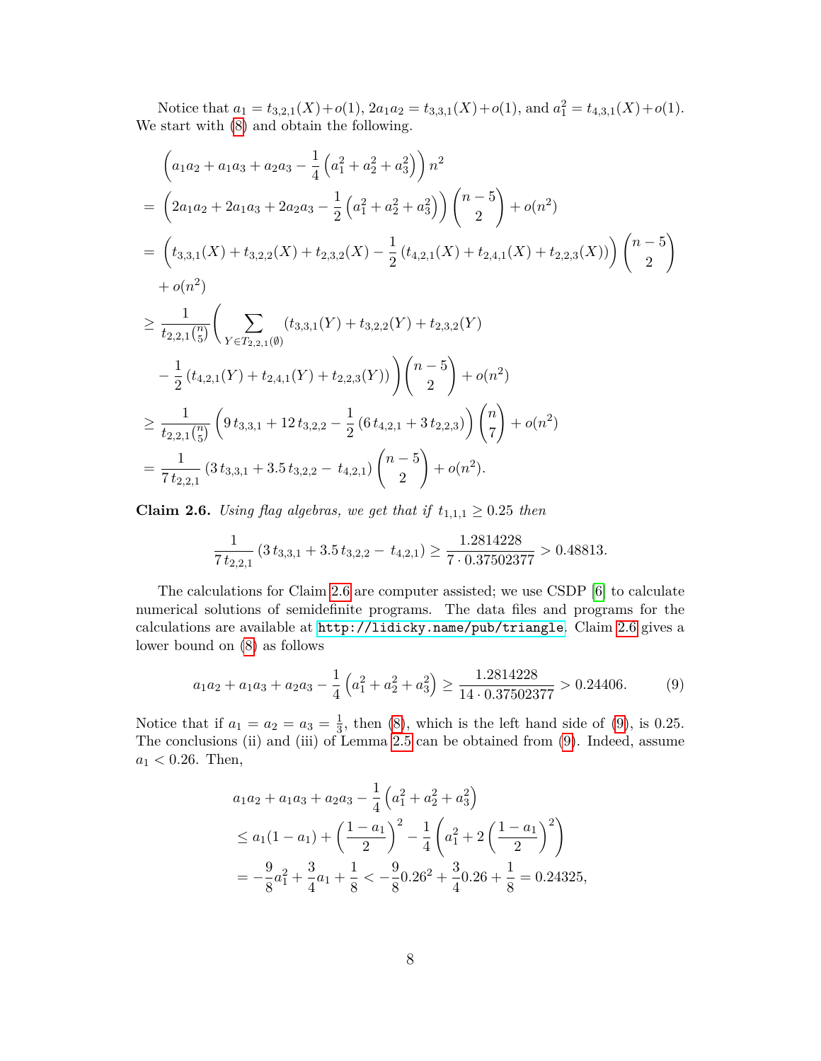Notice that $a_1 = t_{3,2,1}(X) + o(1)$, $2a_1a_2 = t_{3,3,1}(X) + o(1)$, and $a_1^2 = t_{4,3,1}(X) + o(1)$. We start with (8) and obtain the following.

$$
\begin{aligned}
&\left(a_1a_2 + a_1a_3 + a_2a_3 - \frac{1}{4}\left(a_1^2 + a_2^2 + a_3^2\right)\right) n^2 \\
&= \left(2a_1a_2 + 2a_1a_3 + 2a_2a_3 - \frac{1}{2}\left(a_1^2 + a_2^2 + a_3^2\right)\right)\binom{n-5}{2} + o(n^2) \\
&= \left(t_{3,3,1}(X) + t_{3,2,2}(X) + t_{2,3,2}(X) - \frac{1}{2}\left(t_{4,2,1}(X) + t_{2,4,1}(X) + t_{2,2,3}(X)\right)\right)\binom{n-5}{2} \\
&\quad + o(n^2) \\
&\ge \frac{1}{t_{2,2,1}\binom{n}{5}}\Bigg(\sum_{Y \in T_{2,2,1}(\emptyset)} \big(t_{3,3,1}(Y) + t_{3,2,2}(Y) + t_{2,3,2}(Y) \\
&\quad - \frac{1}{2}\left(t_{4,2,1}(Y) + t_{2,4,1}(Y) + t_{2,2,3}(Y)\right)\big)\Bigg)\binom{n-5}{2} + o(n^2) \\
&\ge \frac{1}{t_{2,2,1}\binom{n}{5}}\left(9\,t_{3,3,1} + 12\,t_{3,2,2} - \frac{1}{2}\left(6\,t_{4,2,1} + 3\,t_{2,2,3}\right)\right)\binom{n}{7} + o(n^2) \\
&= \frac{1}{7\,t_{2,2,1}}\left(3\,t_{3,3,1} + 3.5\,t_{3,2,2} - t_{4,2,1}\right)\binom{n-5}{2} + o(n^2).
\end{aligned}
$$

**Claim 2.6.** *Using flag algebras, we get that if $t_{1,1,1} \ge 0.25$ then*

$$
\frac{1}{7\,t_{2,2,1}}\left(3\,t_{3,3,1} + 3.5\,t_{3,2,2} - t_{4,2,1}\right) \ge \frac{1.2814228}{7 \cdot 0.37502377} > 0.48813.
$$

The calculations for Claim 2.6 are computer assisted; we use CSDP [6] to calculate numerical solutions of semidefinite programs. The data files and programs for the calculations are available at `http://lidicky.name/pub/triangle`. Claim 2.6 gives a lower bound on (8) as follows

$$
a_1a_2 + a_1a_3 + a_2a_3 - \frac{1}{4}\left(a_1^2 + a_2^2 + a_3^2\right) \ge \frac{1.2814228}{14 \cdot 0.37502377} > 0.24406. \tag{9}
$$

Notice that if $a_1 = a_2 = a_3 = \frac{1}{3}$, then (8), which is the left hand side of (9), is 0.25. The conclusions (ii) and (iii) of Lemma 2.5 can be obtained from (9). Indeed, assume $a_1 < 0.26$. Then,

$$
\begin{aligned}
&a_1a_2 + a_1a_3 + a_2a_3 - \frac{1}{4}\left(a_1^2 + a_2^2 + a_3^2\right) \\
&\le a_1(1-a_1) + \left(\frac{1-a_1}{2}\right)^2 - \frac{1}{4}\left(a_1^2 + 2\left(\frac{1-a_1}{2}\right)^2\right) \\
&= -\frac{9}{8}a_1^2 + \frac{3}{4}a_1 + \frac{1}{8} < -\frac{9}{8}0.26^2 + \frac{3}{4}0.26 + \frac{1}{8} = 0.24325,
\end{aligned}
$$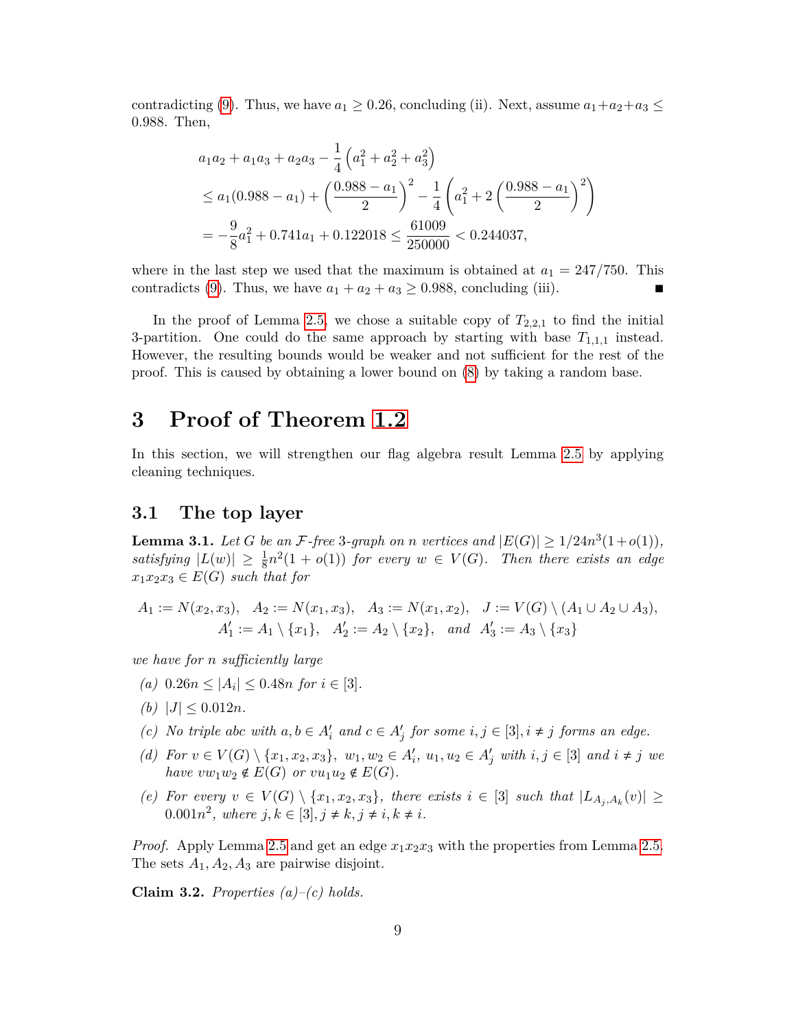contradicting (9). Thus, we have $a_1 \geq 0.26$, concluding (ii). Next, assume $a_1+a_2+a_3 \leq 0.988$. Then,

$$
\begin{aligned}
&a_1a_2 + a_1a_3 + a_2a_3 - \frac{1}{4}\left(a_1^2 + a_2^2 + a_3^2\right) \\
&\leq a_1(0.988 - a_1) + \left(\frac{0.988 - a_1}{2}\right)^2 - \frac{1}{4}\left(a_1^2 + 2\left(\frac{0.988 - a_1}{2}\right)^2\right) \\
&= -\frac{9}{8}a_1^2 + 0.741a_1 + 0.122018 \leq \frac{61009}{250000} < 0.244037,
\end{aligned}
$$

where in the last step we used that the maximum is obtained at $a_1 = 247/750$. This contradicts (9). Thus, we have $a_1 + a_2 + a_3 \geq 0.988$, concluding (iii). ∎

In the proof of Lemma 2.5, we chose a suitable copy of $T_{2,2,1}$ to find the initial 3-partition. One could do the same approach by starting with base $T_{1,1,1}$ instead. However, the resulting bounds would be weaker and not sufficient for the rest of the proof. This is caused by obtaining a lower bound on (8) by taking a random base.

# 3 Proof of Theorem 1.2

In this section, we will strengthen our flag algebra result Lemma 2.5 by applying cleaning techniques.

## 3.1 The top layer

**Lemma 3.1.** *Let $G$ be an $\mathcal{F}$-free 3-graph on $n$ vertices and $|E(G)| \geq 1/24n^3(1+o(1))$, satisfying $|L(w)| \geq \frac{1}{8}n^2(1+o(1))$ for every $w \in V(G)$. Then there exists an edge $x_1x_2x_3 \in E(G)$ such that for*

$$
\begin{gathered}
A_1 := N(x_2, x_3), \quad A_2 := N(x_1, x_3), \quad A_3 := N(x_1, x_2), \quad J := V(G) \setminus (A_1 \cup A_2 \cup A_3), \\
A_1' := A_1 \setminus \{x_1\}, \quad A_2' := A_2 \setminus \{x_2\}, \quad \text{and} \quad A_3' := A_3 \setminus \{x_3\}
\end{gathered}
$$

*we have for $n$ sufficiently large*

*(a)* $0.26n \leq |A_i| \leq 0.48n$ *for* $i \in [3]$.

*(b)* $|J| \leq 0.012n$.

*(c) No triple $abc$ with $a, b \in A_i'$ and $c \in A_j'$ for some $i, j \in [3], i \neq j$ forms an edge.*

*(d) For $v \in V(G) \setminus \{x_1, x_2, x_3\}$, $w_1, w_2 \in A_i'$, $u_1, u_2 \in A_j'$ with $i, j \in [3]$ and $i \neq j$ we have $vw_1w_2 \notin E(G)$ or $vu_1u_2 \notin E(G)$.*

*(e) For every $v \in V(G) \setminus \{x_1, x_2, x_3\}$, there exists $i \in [3]$ such that $|L_{A_j,A_k}(v)| \geq 0.001n^2$, where $j, k \in [3], j \neq k, j \neq i, k \neq i$.*

*Proof.* Apply Lemma 2.5 and get an edge $x_1x_2x_3$ with the properties from Lemma 2.5. The sets $A_1, A_2, A_3$ are pairwise disjoint.

**Claim 3.2.** *Properties (a)–(c) holds.*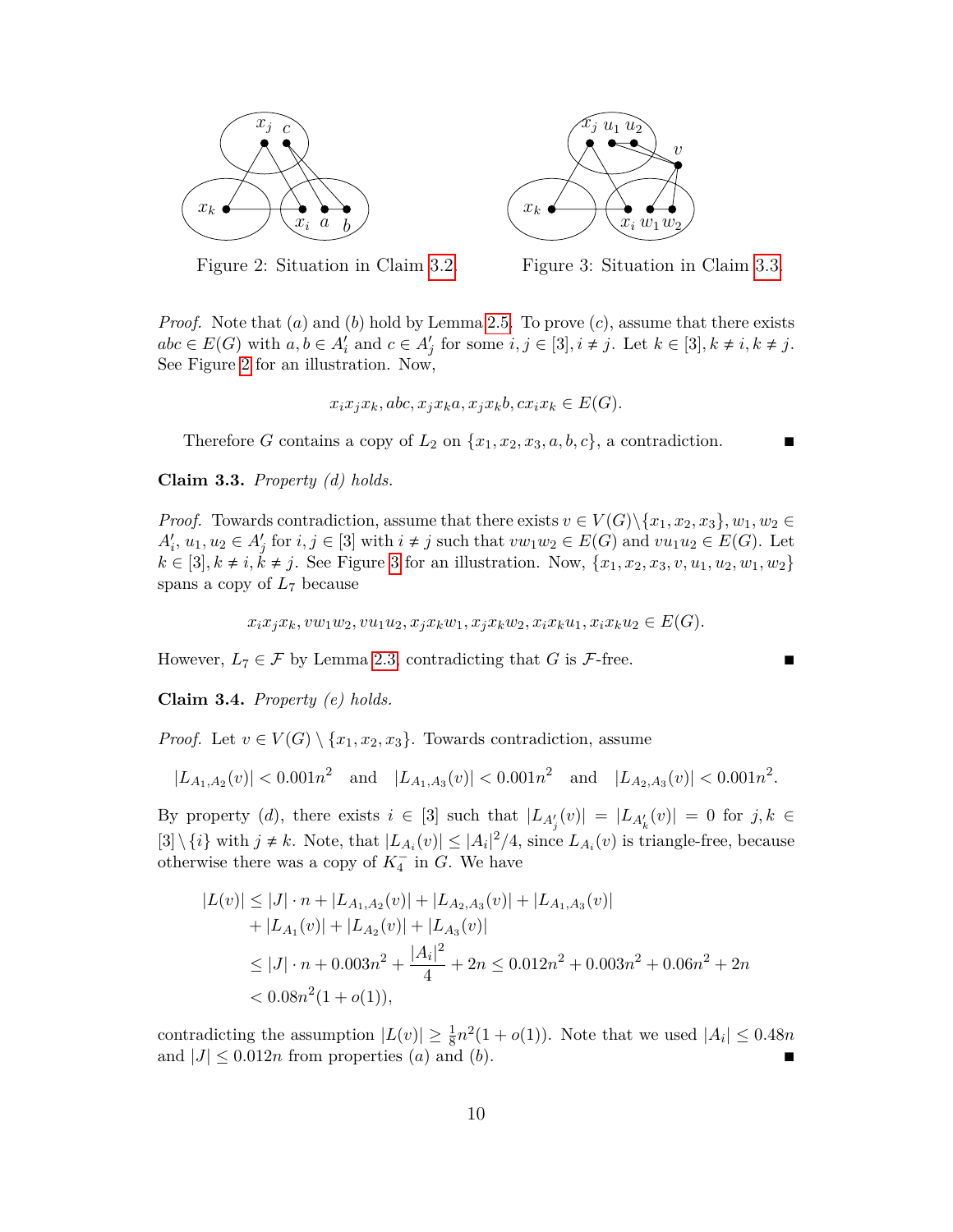Figure 2: Situation in Claim 3.2.

Figure 3: Situation in Claim 3.3.

*Proof.* Note that $(a)$ and $(b)$ hold by Lemma 2.5. To prove $(c)$, assume that there exists $abc \in E(G)$ with $a, b \in A'_i$ and $c \in A'_j$ for some $i, j \in [3], i \neq j$. Let $k \in [3], k \neq i, k \neq j$. See Figure 2 for an illustration. Now,

$$x_i x_j x_k, abc, x_j x_k a, x_j x_k b, c x_i x_k \in E(G).$$

Therefore $G$ contains a copy of $L_2$ on $\{x_1, x_2, x_3, a, b, c\}$, a contradiction. ∎

**Claim 3.3.** *Property (d) holds.*

*Proof.* Towards contradiction, assume that there exists $v \in V(G) \setminus \{x_1, x_2, x_3\}, w_1, w_2 \in A'_i$, $u_1, u_2 \in A'_j$ for $i, j \in [3]$ with $i \neq j$ such that $v w_1 w_2 \in E(G)$ and $v u_1 u_2 \in E(G)$. Let $k \in [3], k \neq i, k \neq j$. See Figure 3 for an illustration. Now, $\{x_1, x_2, x_3, v, u_1, u_2, w_1, w_2\}$ spans a copy of $L_7$ because

$$x_i x_j x_k, v w_1 w_2, v u_1 u_2, x_j x_k w_1, x_j x_k w_2, x_i x_k u_1, x_i x_k u_2 \in E(G).$$

However, $L_7 \in \mathcal{F}$ by Lemma 2.3, contradicting that $G$ is $\mathcal{F}$-free. ∎

**Claim 3.4.** *Property (e) holds.*

*Proof.* Let $v \in V(G) \setminus \{x_1, x_2, x_3\}$. Towards contradiction, assume

$$|L_{A_1,A_2}(v)| < 0.001n^2 \quad \text{and} \quad |L_{A_1,A_3}(v)| < 0.001n^2 \quad \text{and} \quad |L_{A_2,A_3}(v)| < 0.001n^2.$$

By property $(d)$, there exists $i \in [3]$ such that $|L_{A'_j}(v)| = |L_{A'_k}(v)| = 0$ for $j, k \in [3] \setminus \{i\}$ with $j \neq k$. Note, that $|L_{A_i}(v)| \leq |A_i|^2/4$, since $L_{A_i}(v)$ is triangle-free, because otherwise there was a copy of $K_4^-$ in $G$. We have

$$\begin{aligned}
|L(v)| &\leq |J| \cdot n + |L_{A_1,A_2}(v)| + |L_{A_2,A_3}(v)| + |L_{A_1,A_3}(v)| \\
&\quad + |L_{A_1}(v)| + |L_{A_2}(v)| + |L_{A_3}(v)| \\
&\leq |J| \cdot n + 0.003n^2 + \frac{|A_i|^2}{4} + 2n \leq 0.012n^2 + 0.003n^2 + 0.06n^2 + 2n \\
&< 0.08n^2(1 + o(1)),
\end{aligned}$$

contradicting the assumption $|L(v)| \geq \frac{1}{8}n^2(1 + o(1))$. Note that we used $|A_i| \leq 0.48n$ and $|J| \leq 0.012n$ from properties $(a)$ and $(b)$. ∎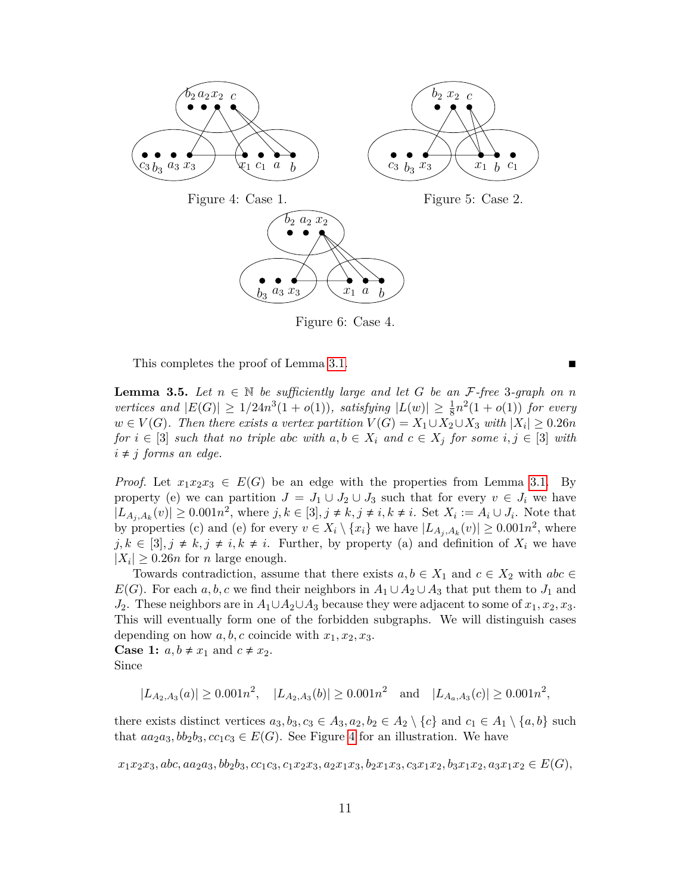Figure 4: Case 1.

Figure 5: Case 2.

Figure 6: Case 4.

This completes the proof of Lemma 3.1. ∎

**Lemma 3.5.** *Let $n \in \mathbb{N}$ be sufficiently large and let $G$ be an $\mathcal{F}$-free 3-graph on $n$ vertices and $|E(G)| \geq 1/24n^3(1+o(1))$, satisfying $|L(w)| \geq \frac{1}{8}n^2(1+o(1))$ for every $w \in V(G)$. Then there exists a vertex partition $V(G) = X_1 \cup X_2 \cup X_3$ with $|X_i| \geq 0.26n$ for $i \in [3]$ such that no triple $abc$ with $a, b \in X_i$ and $c \in X_j$ for some $i, j \in [3]$ with $i \neq j$ forms an edge.*

*Proof.* Let $x_1x_2x_3 \in E(G)$ be an edge with the properties from Lemma 3.1. By property (e) we can partition $J = J_1 \cup J_2 \cup J_3$ such that for every $v \in J_i$ we have $|L_{A_j,A_k}(v)| \geq 0.001n^2$, where $j, k \in [3], j \neq k, j \neq i, k \neq i$. Set $X_i := A_i \cup J_i$. Note that by properties (c) and (e) for every $v \in X_i \setminus \{x_i\}$ we have $|L_{A_j,A_k}(v)| \geq 0.001n^2$, where $j, k \in [3], j \neq k, j \neq i, k \neq i$. Further, by property (a) and definition of $X_i$ we have $|X_i| \geq 0.26n$ for $n$ large enough.

Towards contradiction, assume that there exists $a, b \in X_1$ and $c \in X_2$ with $abc \in E(G)$. For each $a, b, c$ we find their neighbors in $A_1 \cup A_2 \cup A_3$ that put them to $J_1$ and $J_2$. These neighbors are in $A_1 \cup A_2 \cup A_3$ because they were adjacent to some of $x_1, x_2, x_3$. This will eventually form one of the forbidden subgraphs. We will distinguish cases depending on how $a, b, c$ coincide with $x_1, x_2, x_3$.

**Case 1:** $a, b \neq x_1$ and $c \neq x_2$.

Since

$$|L_{A_2,A_3}(a)| \geq 0.001n^2, \quad |L_{A_2,A_3}(b)| \geq 0.001n^2 \quad \text{and} \quad |L_{A_a,A_3}(c)| \geq 0.001n^2,$$

there exists distinct vertices $a_3, b_3, c_3 \in A_3, a_2, b_2 \in A_2 \setminus \{c\}$ and $c_1 \in A_1 \setminus \{a, b\}$ such that $aa_2a_3, bb_2b_3, cc_1c_3 \in E(G)$. See Figure 4 for an illustration. We have

$$x_1x_2x_3, abc, aa_2a_3, bb_2b_3, cc_1c_3, c_1x_2x_3, a_2x_1x_3, b_2x_1x_3, c_3x_1x_2, b_3x_1x_2, a_3x_1x_2 \in E(G),$$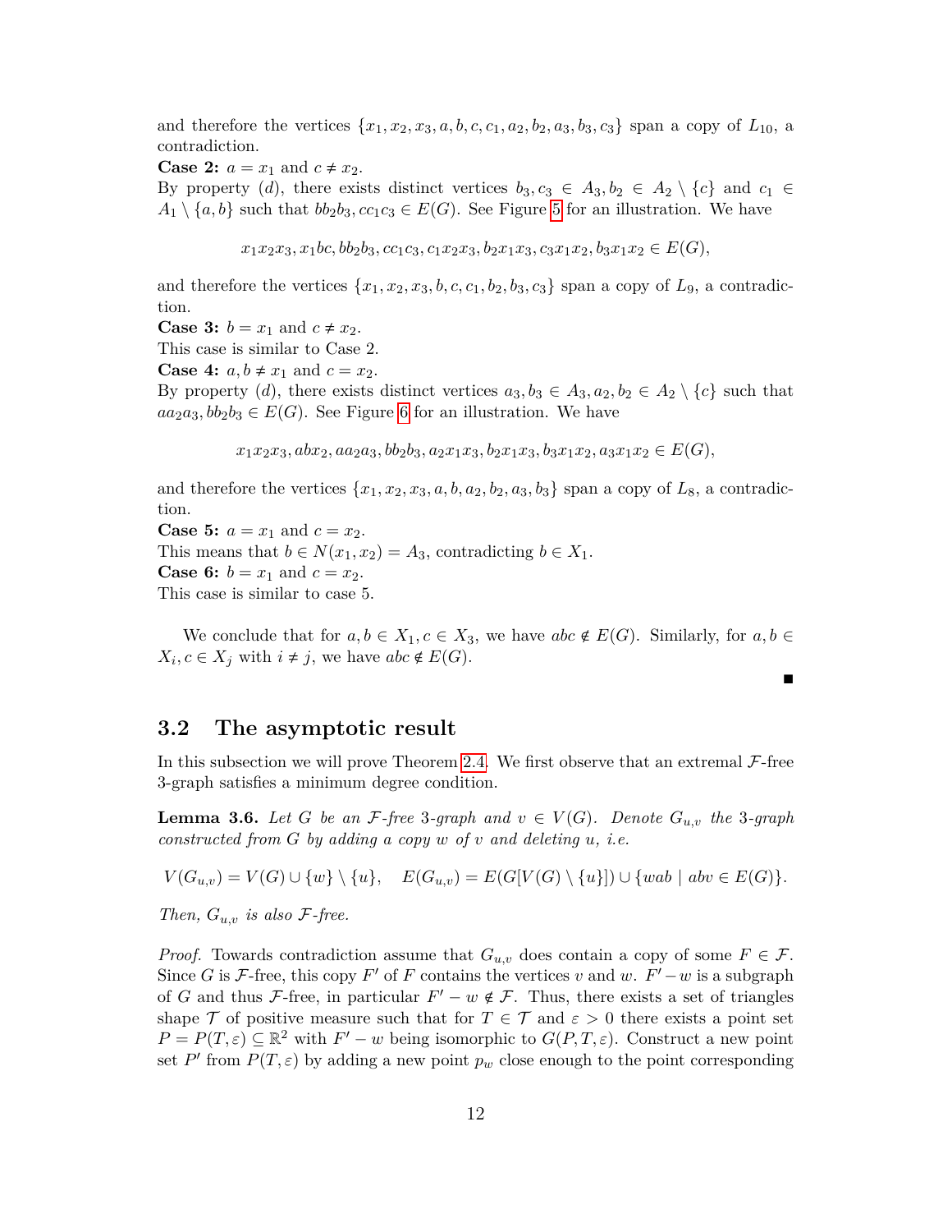and therefore the vertices $\{x_1, x_2, x_3, a, b, c, c_1, a_2, b_2, a_3, b_3, c_3\}$ span a copy of $L_{10}$, a contradiction.

**Case 2:** $a = x_1$ and $c \neq x_2$.
By property $(d)$, there exists distinct vertices $b_3, c_3 \in A_3, b_2 \in A_2 \setminus \{c\}$ and $c_1 \in A_1 \setminus \{a, b\}$ such that $bb_2b_3, cc_1c_3 \in E(G)$. See Figure 5 for an illustration. We have

$$x_1x_2x_3, x_1bc, bb_2b_3, cc_1c_3, c_1x_2x_3, b_2x_1x_3, c_3x_1x_2, b_3x_1x_2 \in E(G),$$

and therefore the vertices $\{x_1, x_2, x_3, b, c, c_1, b_2, b_3, c_3\}$ span a copy of $L_9$, a contradiction.

**Case 3:** $b = x_1$ and $c \neq x_2$.
This case is similar to Case 2.

**Case 4:** $a, b \neq x_1$ and $c = x_2$.
By property $(d)$, there exists distinct vertices $a_3, b_3 \in A_3, a_2, b_2 \in A_2 \setminus \{c\}$ such that $aa_2a_3, bb_2b_3 \in E(G)$. See Figure 6 for an illustration. We have

$$x_1x_2x_3, abx_2, aa_2a_3, bb_2b_3, a_2x_1x_3, b_2x_1x_3, b_3x_1x_2, a_3x_1x_2 \in E(G),$$

and therefore the vertices $\{x_1, x_2, x_3, a, b, a_2, b_2, a_3, b_3\}$ span a copy of $L_8$, a contradiction.

**Case 5:** $a = x_1$ and $c = x_2$.
This means that $b \in N(x_1, x_2) = A_3$, contradicting $b \in X_1$.

**Case 6:** $b = x_1$ and $c = x_2$.
This case is similar to case 5.

We conclude that for $a, b \in X_1, c \in X_3$, we have $abc \notin E(G)$. Similarly, for $a, b \in X_i, c \in X_j$ with $i \neq j$, we have $abc \notin E(G)$.

∎

## 3.2 The asymptotic result

In this subsection we will prove Theorem 2.4. We first observe that an extremal $\mathcal{F}$-free 3-graph satisfies a minimum degree condition.

**Lemma 3.6.** *Let $G$ be an $\mathcal{F}$-free 3-graph and $v \in V(G)$. Denote $G_{u,v}$ the 3-graph constructed from $G$ by adding a copy $w$ of $v$ and deleting $u$, i.e.*

$$V(G_{u,v}) = V(G) \cup \{w\} \setminus \{u\}, \quad E(G_{u,v}) = E(G[V(G) \setminus \{u\}]) \cup \{wab \mid abv \in E(G)\}.$$

*Then, $G_{u,v}$ is also $\mathcal{F}$-free.*

*Proof.* Towards contradiction assume that $G_{u,v}$ does contain a copy of some $F \in \mathcal{F}$. Since $G$ is $\mathcal{F}$-free, this copy $F'$ of $F$ contains the vertices $v$ and $w$. $F' - w$ is a subgraph of $G$ and thus $\mathcal{F}$-free, in particular $F' - w \notin \mathcal{F}$. Thus, there exists a set of triangles shape $\mathcal{T}$ of positive measure such that for $T \in \mathcal{T}$ and $\varepsilon > 0$ there exists a point set $P = P(T, \varepsilon) \subseteq \mathbb{R}^2$ with $F' - w$ being isomorphic to $G(P, T, \varepsilon)$. Construct a new point set $P'$ from $P(T, \varepsilon)$ by adding a new point $p_w$ close enough to the point corresponding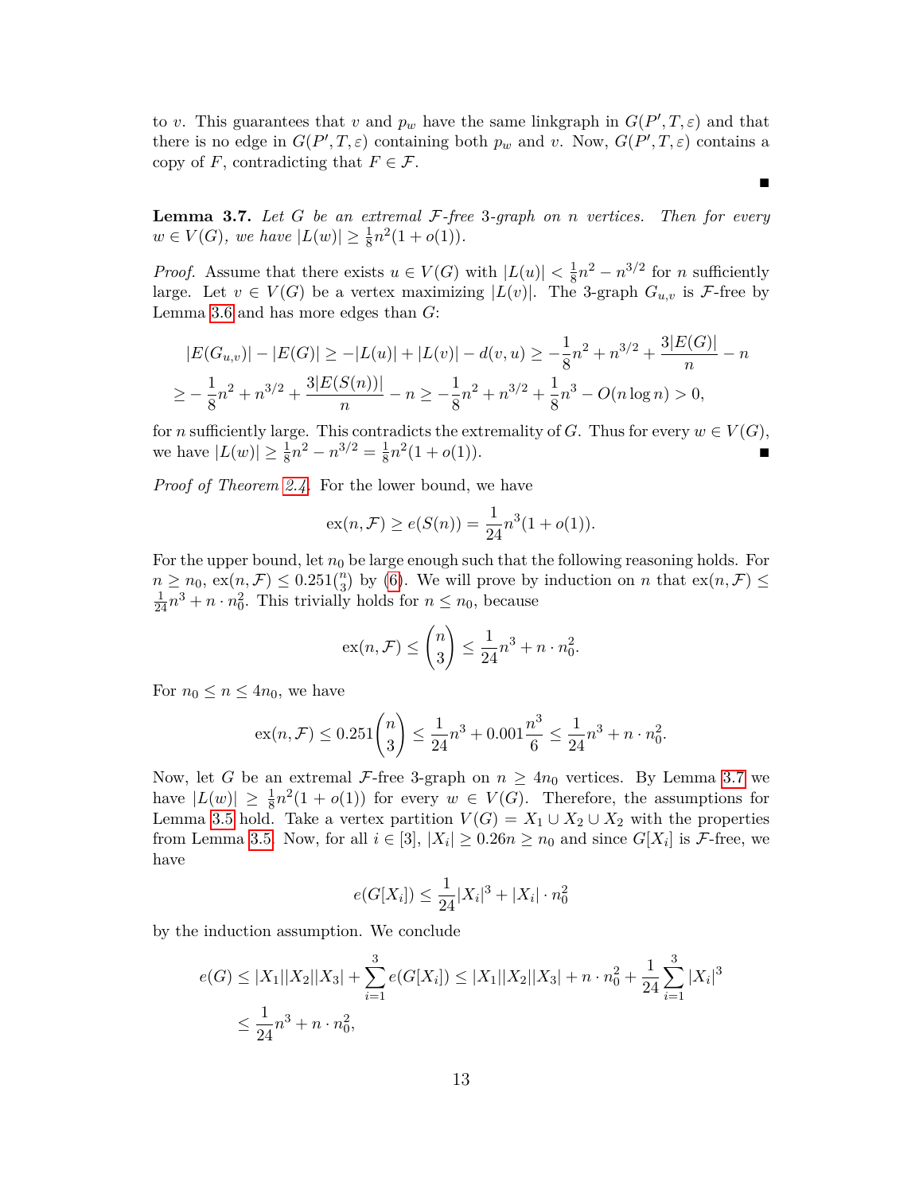to $v$. This guarantees that $v$ and $p_w$ have the same linkgraph in $G(P', T, \varepsilon)$ and that there is no edge in $G(P', T, \varepsilon)$ containing both $p_w$ and $v$. Now, $G(P', T, \varepsilon)$ contains a copy of $F$, contradicting that $F \in \mathcal{F}$. ∎

**Lemma 3.7.** *Let $G$ be an extremal $\mathcal{F}$-free 3-graph on $n$ vertices. Then for every $w \in V(G)$, we have $|L(w)| \geq \frac{1}{8}n^2(1 + o(1))$.*

*Proof.* Assume that there exists $u \in V(G)$ with $|L(u)| < \frac{1}{8}n^2 - n^{3/2}$ for $n$ sufficiently large. Let $v \in V(G)$ be a vertex maximizing $|L(v)|$. The 3-graph $G_{u,v}$ is $\mathcal{F}$-free by Lemma 3.6 and has more edges than $G$:

$$|E(G_{u,v})| - |E(G)| \geq -|L(u)| + |L(v)| - d(v, u) \geq -\frac{1}{8}n^2 + n^{3/2} + \frac{3|E(G)|}{n} - n$$
$$\geq -\frac{1}{8}n^2 + n^{3/2} + \frac{3|E(S(n))|}{n} - n \geq -\frac{1}{8}n^2 + n^{3/2} + \frac{1}{8}n^3 - O(n \log n) > 0,$$

for $n$ sufficiently large. This contradicts the extremality of $G$. Thus for every $w \in V(G)$, we have $|L(w)| \geq \frac{1}{8}n^2 - n^{3/2} = \frac{1}{8}n^2(1 + o(1))$. ∎

*Proof of Theorem 2.4.* For the lower bound, we have

$$\text{ex}(n, \mathcal{F}) \geq e(S(n)) = \frac{1}{24}n^3(1 + o(1)).$$

For the upper bound, let $n_0$ be large enough such that the following reasoning holds. For $n \geq n_0$, $\text{ex}(n, \mathcal{F}) \leq 0.251\binom{n}{3}$ by (6). We will prove by induction on $n$ that $\text{ex}(n, \mathcal{F}) \leq \frac{1}{24}n^3 + n \cdot n_0^2$. This trivially holds for $n \leq n_0$, because

$$\text{ex}(n, \mathcal{F}) \leq \binom{n}{3} \leq \frac{1}{24}n^3 + n \cdot n_0^2.$$

For $n_0 \leq n \leq 4n_0$, we have

$$\text{ex}(n, \mathcal{F}) \leq 0.251\binom{n}{3} \leq \frac{1}{24}n^3 + 0.001\frac{n^3}{6} \leq \frac{1}{24}n^3 + n \cdot n_0^2.$$

Now, let $G$ be an extremal $\mathcal{F}$-free 3-graph on $n \geq 4n_0$ vertices. By Lemma 3.7 we have $|L(w)| \geq \frac{1}{8}n^2(1 + o(1))$ for every $w \in V(G)$. Therefore, the assumptions for Lemma 3.5 hold. Take a vertex partition $V(G) = X_1 \cup X_2 \cup X_3$ with the properties from Lemma 3.5. Now, for all $i \in [3]$, $|X_i| \geq 0.26n \geq n_0$ and since $G[X_i]$ is $\mathcal{F}$-free, we have

$$e(G[X_i]) \leq \frac{1}{24}|X_i|^3 + |X_i| \cdot n_0^2$$

by the induction assumption. We conclude

$$e(G) \leq |X_1||X_2||X_3| + \sum_{i=1}^{3} e(G[X_i]) \leq |X_1||X_2||X_3| + n \cdot n_0^2 + \frac{1}{24}\sum_{i=1}^{3}|X_i|^3$$
$$\leq \frac{1}{24}n^3 + n \cdot n_0^2,$$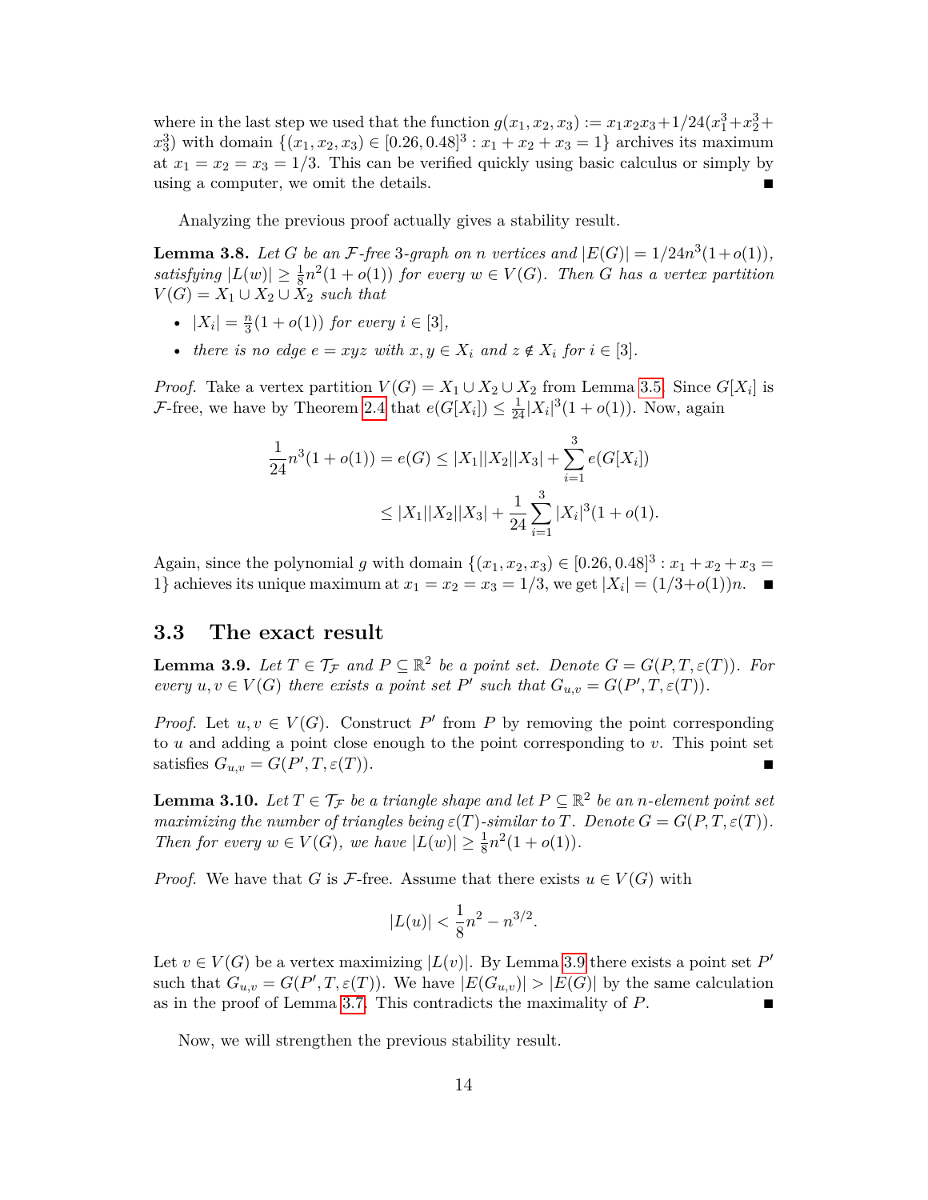where in the last step we used that the function $g(x_1, x_2, x_3) := x_1x_2x_3 + 1/24(x_1^3 + x_2^3 + x_3^3)$ with domain $\{(x_1, x_2, x_3) \in [0.26, 0.48]^3 : x_1 + x_2 + x_3 = 1\}$ archives its maximum at $x_1 = x_2 = x_3 = 1/3$. This can be verified quickly using basic calculus or simply by using a computer, we omit the details. ∎

Analyzing the previous proof actually gives a stability result.

**Lemma 3.8.** *Let $G$ be an $\mathcal{F}$-free 3-graph on $n$ vertices and $|E(G)| = 1/24n^3(1 + o(1))$, satisfying $|L(w)| \geq \frac{1}{8}n^2(1 + o(1))$ for every $w \in V(G)$. Then $G$ has a vertex partition $V(G) = X_1 \cup X_2 \cup X_2$ such that*

- *$|X_i| = \frac{n}{3}(1 + o(1))$ for every $i \in [3]$,*
- *there is no edge $e = xyz$ with $x, y \in X_i$ and $z \notin X_i$ for $i \in [3]$.*

*Proof.* Take a vertex partition $V(G) = X_1 \cup X_2 \cup X_2$ from Lemma 3.5. Since $G[X_i]$ is $\mathcal{F}$-free, we have by Theorem 2.4 that $e(G[X_i]) \leq \frac{1}{24}|X_i|^3(1 + o(1))$. Now, again

$$\frac{1}{24}n^3(1 + o(1)) = e(G) \leq |X_1||X_2||X_3| + \sum_{i=1}^{3} e(G[X_i])$$

$$\leq |X_1||X_2||X_3| + \frac{1}{24}\sum_{i=1}^{3} |X_i|^3(1 + o(1).$$

Again, since the polynomial $g$ with domain $\{(x_1, x_2, x_3) \in [0.26, 0.48]^3 : x_1 + x_2 + x_3 = 1\}$ achieves its unique maximum at $x_1 = x_2 = x_3 = 1/3$, we get $|X_i| = (1/3 + o(1))n$. ∎

## 3.3 The exact result

**Lemma 3.9.** *Let $T \in \mathcal{T}_\mathcal{F}$ and $P \subseteq \mathbb{R}^2$ be a point set. Denote $G = G(P, T, \varepsilon(T))$. For every $u, v \in V(G)$ there exists a point set $P'$ such that $G_{u,v} = G(P', T, \varepsilon(T))$.*

*Proof.* Let $u, v \in V(G)$. Construct $P'$ from $P$ by removing the point corresponding to $u$ and adding a point close enough to the point corresponding to $v$. This point set satisfies $G_{u,v} = G(P', T, \varepsilon(T))$. ∎

**Lemma 3.10.** *Let $T \in \mathcal{T}_\mathcal{F}$ be a triangle shape and let $P \subseteq \mathbb{R}^2$ be an $n$-element point set maximizing the number of triangles being $\varepsilon(T)$-similar to $T$. Denote $G = G(P, T, \varepsilon(T))$. Then for every $w \in V(G)$, we have $|L(w)| \geq \frac{1}{8}n^2(1 + o(1))$.*

*Proof.* We have that $G$ is $\mathcal{F}$-free. Assume that there exists $u \in V(G)$ with

$$|L(u)| < \frac{1}{8}n^2 - n^{3/2}.$$

Let $v \in V(G)$ be a vertex maximizing $|L(v)|$. By Lemma 3.9 there exists a point set $P'$ such that $G_{u,v} = G(P', T, \varepsilon(T))$. We have $|E(G_{u,v})| > |E(G)|$ by the same calculation as in the proof of Lemma 3.7. This contradicts the maximality of $P$. ∎

Now, we will strengthen the previous stability result.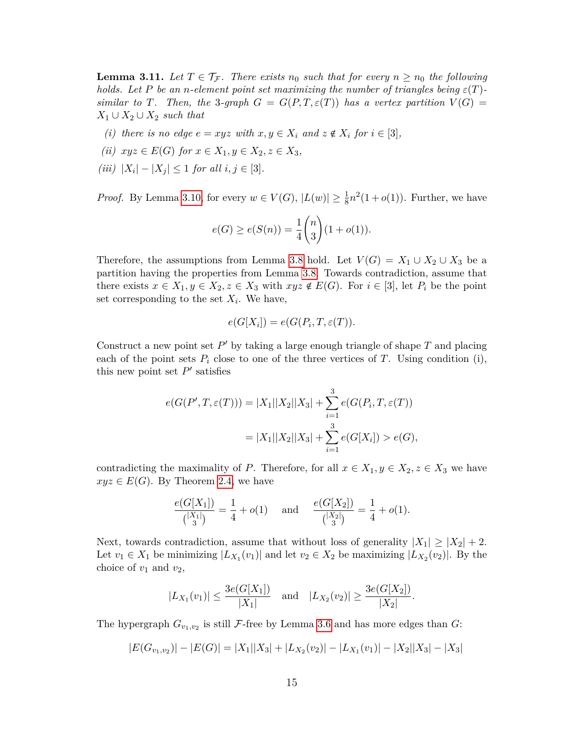**Lemma 3.11.** *Let $T \in \mathcal{T}_{\mathcal{F}}$. There exists $n_0$ such that for every $n \geq n_0$ the following holds. Let $P$ be an $n$-element point set maximizing the number of triangles being $\varepsilon(T)$-similar to $T$. Then, the 3-graph $G = G(P, T, \varepsilon(T))$ has a vertex partition $V(G) = X_1 \cup X_2 \cup X_2$ such that*

*(i) there is no edge $e = xyz$ with $x, y \in X_i$ and $z \notin X_i$ for $i \in [3]$,*

*(ii) $xyz \in E(G)$ for $x \in X_1, y \in X_2, z \in X_3$,*

*(iii) $|X_i| - |X_j| \leq 1$ for all $i, j \in [3]$.*

*Proof.* By Lemma 3.10, for every $w \in V(G)$, $|L(w)| \geq \frac{1}{8}n^2(1 + o(1))$. Further, we have

$$e(G) \geq e(S(n)) = \frac{1}{4}\binom{n}{3}(1 + o(1)).$$

Therefore, the assumptions from Lemma 3.8 hold. Let $V(G) = X_1 \cup X_2 \cup X_3$ be a partition having the properties from Lemma 3.8. Towards contradiction, assume that there exists $x \in X_1, y \in X_2, z \in X_3$ with $xyz \notin E(G)$. For $i \in [3]$, let $P_i$ be the point set corresponding to the set $X_i$. We have,

$$e(G[X_i]) = e(G(P_i, T, \varepsilon(T)).$$

Construct a new point set $P'$ by taking a large enough triangle of shape $T$ and placing each of the point sets $P_i$ close to one of the three vertices of $T$. Using condition (i), this new point set $P'$ satisfies

$$\begin{aligned} e(G(P', T, \varepsilon(T))) &= |X_1||X_2||X_3| + \sum_{i=1}^{3} e(G(P_i, T, \varepsilon(T)) \\ &= |X_1||X_2||X_3| + \sum_{i=1}^{3} e(G[X_i]) > e(G), \end{aligned}$$

contradicting the maximality of $P$. Therefore, for all $x \in X_1, y \in X_2, z \in X_3$ we have $xyz \in E(G)$. By Theorem 2.4, we have

$$\frac{e(G[X_1])}{\binom{|X_1|}{3}} = \frac{1}{4} + o(1) \quad \text{and} \quad \frac{e(G[X_2])}{\binom{|X_2|}{3}} = \frac{1}{4} + o(1).$$

Next, towards contradiction, assume that without loss of generality $|X_1| \geq |X_2| + 2$. Let $v_1 \in X_1$ be minimizing $|L_{X_1}(v_1)|$ and let $v_2 \in X_2$ be maximizing $|L_{X_2}(v_2)|$. By the choice of $v_1$ and $v_2$,

$$|L_{X_1}(v_1)| \leq \frac{3e(G[X_1])}{|X_1|} \quad \text{and} \quad |L_{X_2}(v_2)| \geq \frac{3e(G[X_2])}{|X_2|}.$$

The hypergraph $G_{v_1,v_2}$ is still $\mathcal{F}$-free by Lemma 3.6 and has more edges than $G$:

$$|E(G_{v_1,v_2})| - |E(G)| = |X_1||X_3| + |L_{X_2}(v_2)| - |L_{X_1}(v_1)| - |X_2||X_3| - |X_3|$$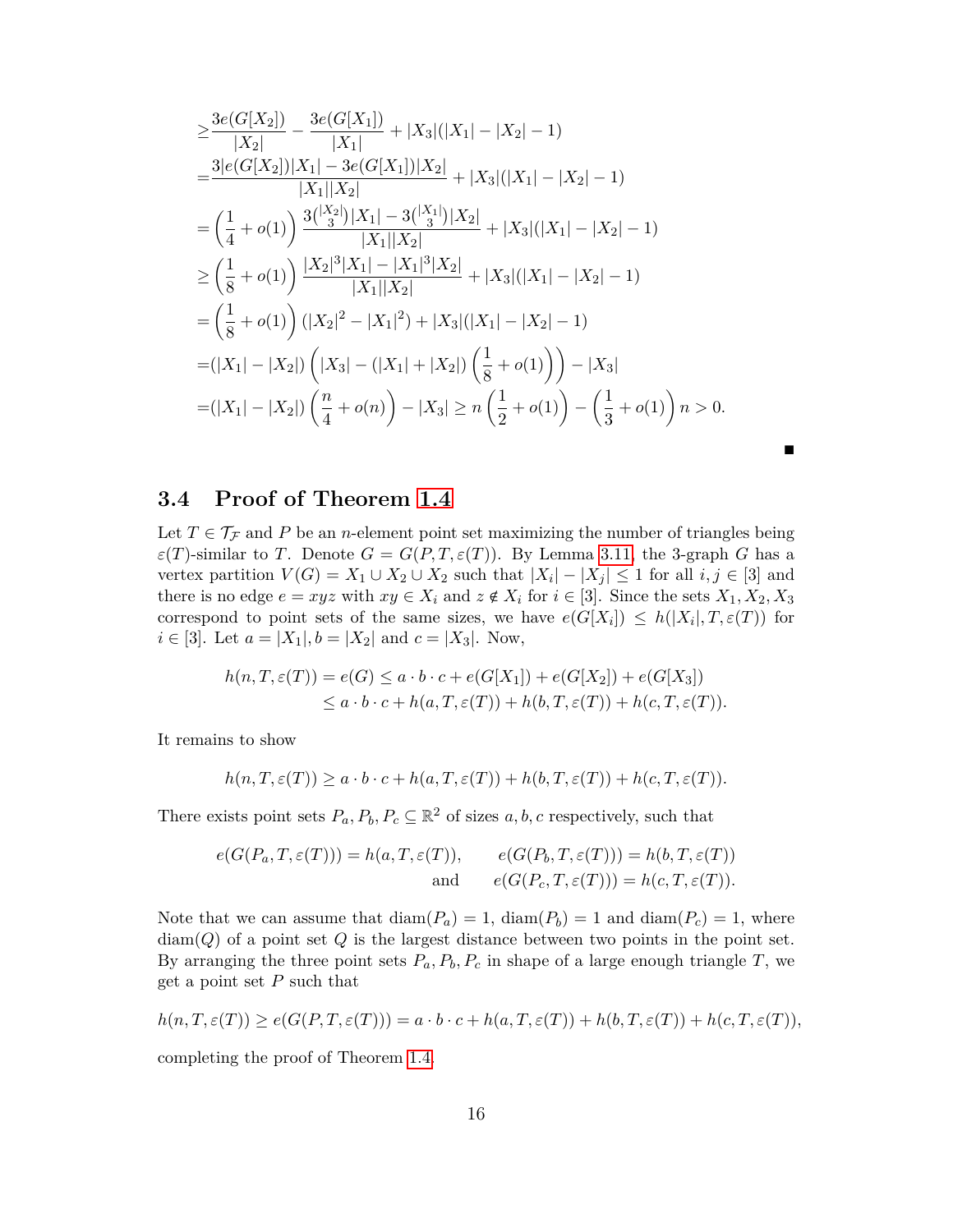$$
\begin{aligned}
\geq& \frac{3e(G[X_2])}{|X_2|} - \frac{3e(G[X_1])}{|X_1|} + |X_3|(|X_1| - |X_2| - 1) \\
=& \frac{3|e(G[X_2])|X_1| - 3e(G[X_1])|X_2|}{|X_1||X_2|} + |X_3|(|X_1| - |X_2| - 1) \\
=& \left(\frac{1}{4} + o(1)\right) \frac{3\binom{|X_2|}{3}|X_1| - 3\binom{|X_1|}{3}|X_2|}{|X_1||X_2|} + |X_3|(|X_1| - |X_2| - 1) \\
\geq& \left(\frac{1}{8} + o(1)\right) \frac{|X_2|^3|X_1| - |X_1|^3|X_2|}{|X_1||X_2|} + |X_3|(|X_1| - |X_2| - 1) \\
=& \left(\frac{1}{8} + o(1)\right) (|X_2|^2 - |X_1|^2) + |X_3|(|X_1| - |X_2| - 1) \\
=& (|X_1| - |X_2|) \left(|X_3| - (|X_1| + |X_2|)\left(\frac{1}{8} + o(1)\right)\right) - |X_3| \\
=& (|X_1| - |X_2|) \left(\frac{n}{4} + o(n)\right) - |X_3| \geq n\left(\frac{1}{2} + o(1)\right) - \left(\frac{1}{3} + o(1)\right) n > 0.
\end{aligned}
$$

■

### 3.4 Proof of Theorem 1.4

Let $T \in \mathcal{T}_{\mathcal{F}}$ and $P$ be an $n$-element point set maximizing the number of triangles being $\varepsilon(T)$-similar to $T$. Denote $G = G(P, T, \varepsilon(T))$. By Lemma 3.11, the 3-graph $G$ has a vertex partition $V(G) = X_1 \cup X_2 \cup X_2$ such that $|X_i| - |X_j| \leq 1$ for all $i, j \in [3]$ and there is no edge $e = xyz$ with $xy \in X_i$ and $z \notin X_i$ for $i \in [3]$. Since the sets $X_1, X_2, X_3$ correspond to point sets of the same sizes, we have $e(G[X_i]) \leq h(|X_i|, T, \varepsilon(T))$ for $i \in [3]$. Let $a = |X_1|, b = |X_2|$ and $c = |X_3|$. Now,

$$
\begin{aligned}
h(n, T, \varepsilon(T)) = e(G) &\leq a \cdot b \cdot c + e(G[X_1]) + e(G[X_2]) + e(G[X_3]) \\
&\leq a \cdot b \cdot c + h(a, T, \varepsilon(T)) + h(b, T, \varepsilon(T)) + h(c, T, \varepsilon(T)).
\end{aligned}
$$

It remains to show

$$
h(n, T, \varepsilon(T)) \geq a \cdot b \cdot c + h(a, T, \varepsilon(T)) + h(b, T, \varepsilon(T)) + h(c, T, \varepsilon(T)).
$$

There exists point sets $P_a, P_b, P_c \subseteq \mathbb{R}^2$ of sizes $a, b, c$ respectively, such that

$$
\begin{aligned}
e(G(P_a, T, \varepsilon(T))) = h(a, T, \varepsilon(T)), \qquad & e(G(P_b, T, \varepsilon(T))) = h(b, T, \varepsilon(T)) \\
\text{and} \qquad & e(G(P_c, T, \varepsilon(T))) = h(c, T, \varepsilon(T)).
\end{aligned}
$$

Note that we can assume that $\operatorname{diam}(P_a) = 1$, $\operatorname{diam}(P_b) = 1$ and $\operatorname{diam}(P_c) = 1$, where $\operatorname{diam}(Q)$ of a point set $Q$ is the largest distance between two points in the point set. By arranging the three point sets $P_a, P_b, P_c$ in shape of a large enough triangle $T$, we get a point set $P$ such that

$$
h(n, T, \varepsilon(T)) \geq e(G(P, T, \varepsilon(T))) = a \cdot b \cdot c + h(a, T, \varepsilon(T)) + h(b, T, \varepsilon(T)) + h(c, T, \varepsilon(T)),
$$

completing the proof of Theorem 1.4.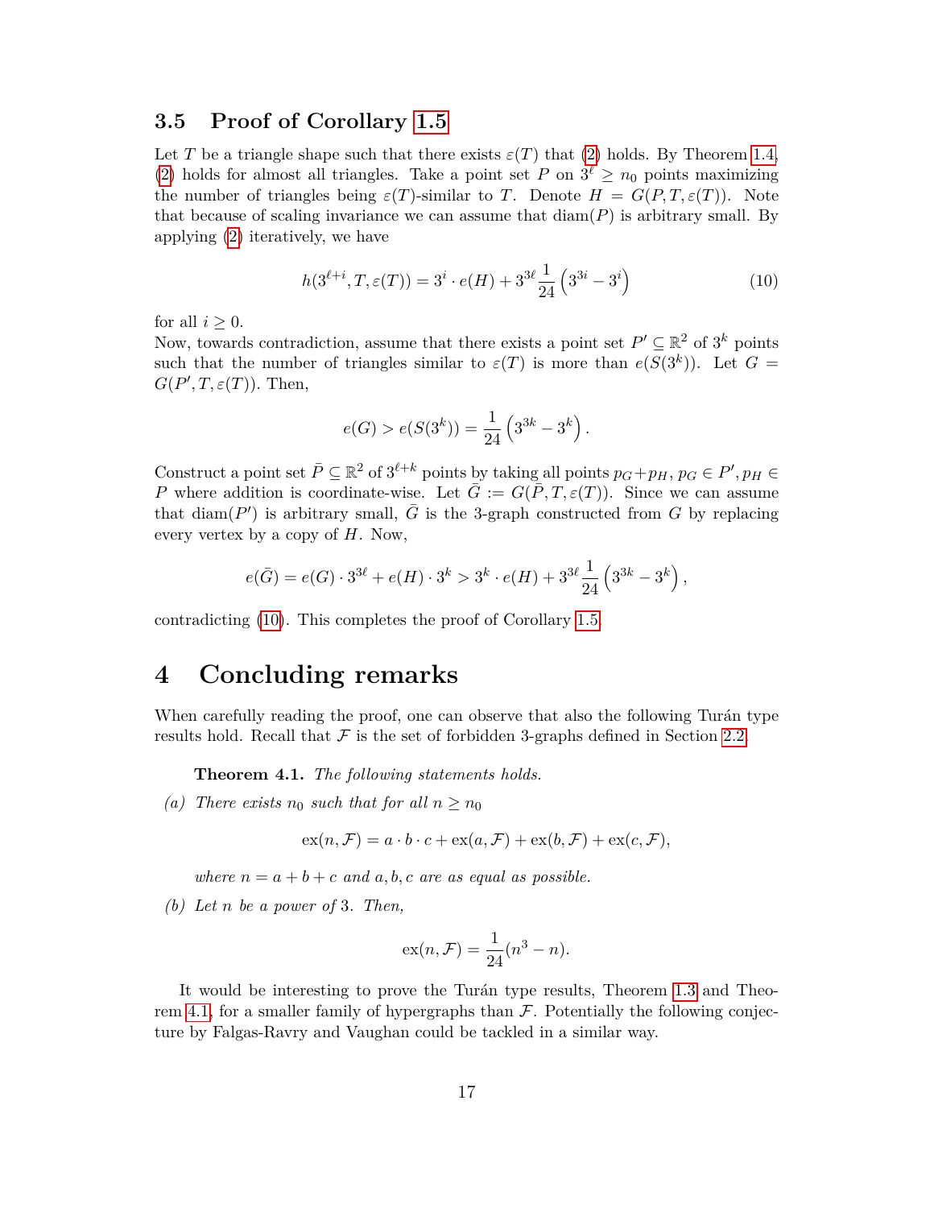### 3.5 Proof of Corollary 1.5

Let $T$ be a triangle shape such that there exists $\varepsilon(T)$ that (2) holds. By Theorem 1.4, (2) holds for almost all triangles. Take a point set $P$ on $3^\ell \geq n_0$ points maximizing the number of triangles being $\varepsilon(T)$-similar to $T$. Denote $H = G(P, T, \varepsilon(T))$. Note that because of scaling invariance we can assume that $\operatorname{diam}(P)$ is arbitrary small. By applying (2) iteratively, we have

$$h(3^{\ell+i}, T, \varepsilon(T)) = 3^i \cdot e(H) + 3^{3\ell}\frac{1}{24}\left(3^{3i} - 3^i\right) \tag{10}$$

for all $i \geq 0$.

Now, towards contradiction, assume that there exists a point set $P' \subseteq \mathbb{R}^2$ of $3^k$ points such that the number of triangles similar to $\varepsilon(T)$ is more than $e(S(3^k))$. Let $G = G(P', T, \varepsilon(T))$. Then,

$$e(G) > e(S(3^k)) = \frac{1}{24}\left(3^{3k} - 3^k\right).$$

Construct a point set $\bar{P} \subseteq \mathbb{R}^2$ of $3^{\ell+k}$ points by taking all points $p_G + p_H$, $p_G \in P', p_H \in P$ where addition is coordinate-wise. Let $\bar{G} := G(\bar{P}, T, \varepsilon(T))$. Since we can assume that $\operatorname{diam}(P')$ is arbitrary small, $\bar{G}$ is the 3-graph constructed from $G$ by replacing every vertex by a copy of $H$. Now,

$$e(\bar{G}) = e(G) \cdot 3^{3\ell} + e(H) \cdot 3^k > 3^k \cdot e(H) + 3^{3\ell}\frac{1}{24}\left(3^{3k} - 3^k\right),$$

contradicting (10). This completes the proof of Corollary 1.5.

# 4 Concluding remarks

When carefully reading the proof, one can observe that also the following Turán type results hold. Recall that $\mathcal{F}$ is the set of forbidden 3-graphs defined in Section 2.2.

**Theorem 4.1.** *The following statements holds.*

*(a) There exists $n_0$ such that for all $n \geq n_0$*

$$\operatorname{ex}(n, \mathcal{F}) = a \cdot b \cdot c + \operatorname{ex}(a, \mathcal{F}) + \operatorname{ex}(b, \mathcal{F}) + \operatorname{ex}(c, \mathcal{F}),$$

*where $n = a + b + c$ and $a, b, c$ are as equal as possible.*

*(b) Let $n$ be a power of 3. Then,*

$$\operatorname{ex}(n, \mathcal{F}) = \frac{1}{24}(n^3 - n).$$

It would be interesting to prove the Turán type results, Theorem 1.3 and Theorem 4.1, for a smaller family of hypergraphs than $\mathcal{F}$. Potentially the following conjecture by Falgas-Ravry and Vaughan could be tackled in a similar way.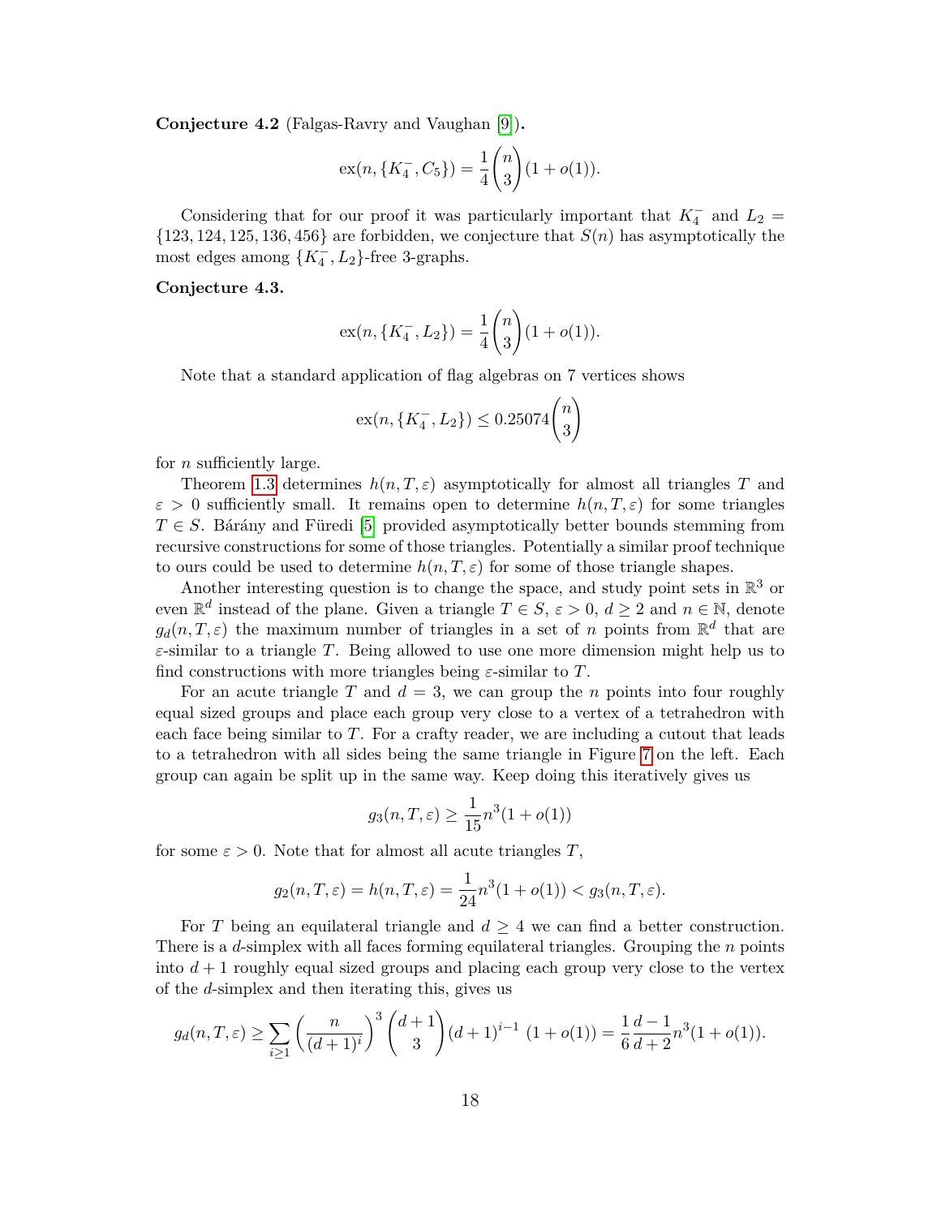**Conjecture 4.2** (Falgas-Ravry and Vaughan [9])**.**

$$\mathrm{ex}(n, \{K_4^-, C_5\}) = \frac{1}{4}\binom{n}{3}(1 + o(1)).$$

Considering that for our proof it was particularly important that $K_4^-$ and $L_2 = \{123, 124, 125, 136, 456\}$ are forbidden, we conjecture that $S(n)$ has asymptotically the most edges among $\{K_4^-, L_2\}$-free 3-graphs.

**Conjecture 4.3.**

$$\mathrm{ex}(n, \{K_4^-, L_2\}) = \frac{1}{4}\binom{n}{3}(1 + o(1)).$$

Note that a standard application of flag algebras on 7 vertices shows

$$\mathrm{ex}(n, \{K_4^-, L_2\}) \le 0.25074\binom{n}{3}$$

for $n$ sufficiently large.

Theorem 1.3 determines $h(n, T, \varepsilon)$ asymptotically for almost all triangles $T$ and $\varepsilon > 0$ sufficiently small. It remains open to determine $h(n, T, \varepsilon)$ for some triangles $T \in S$. Bárány and Füredi [5] provided asymptotically better bounds stemming from recursive constructions for some of those triangles. Potentially a similar proof technique to ours could be used to determine $h(n, T, \varepsilon)$ for some of those triangle shapes.

Another interesting question is to change the space, and study point sets in $\mathbb{R}^3$ or even $\mathbb{R}^d$ instead of the plane. Given a triangle $T \in S$, $\varepsilon > 0$, $d \ge 2$ and $n \in \mathbb{N}$, denote $g_d(n, T, \varepsilon)$ the maximum number of triangles in a set of $n$ points from $\mathbb{R}^d$ that are $\varepsilon$-similar to a triangle $T$. Being allowed to use one more dimension might help us to find constructions with more triangles being $\varepsilon$-similar to $T$.

For an acute triangle $T$ and $d = 3$, we can group the $n$ points into four roughly equal sized groups and place each group very close to a vertex of a tetrahedron with each face being similar to $T$. For a crafty reader, we are including a cutout that leads to a tetrahedron with all sides being the same triangle in Figure 7 on the left. Each group can again be split up in the same way. Keep doing this iteratively gives us

$$g_3(n, T, \varepsilon) \ge \frac{1}{15}n^3(1 + o(1))$$

for some $\varepsilon > 0$. Note that for almost all acute triangles $T$,

$$g_2(n, T, \varepsilon) = h(n, T, \varepsilon) = \frac{1}{24}n^3(1 + o(1)) < g_3(n, T, \varepsilon).$$

For $T$ being an equilateral triangle and $d \ge 4$ we can find a better construction. There is a $d$-simplex with all faces forming equilateral triangles. Grouping the $n$ points into $d + 1$ roughly equal sized groups and placing each group very close to the vertex of the $d$-simplex and then iterating this, gives us

$$g_d(n, T, \varepsilon) \ge \sum_{i \ge 1}\left(\frac{n}{(d+1)^i}\right)^3\binom{d+1}{3}(d+1)^{i-1}\ (1 + o(1)) = \frac{1}{6}\frac{d-1}{d+2}n^3(1 + o(1)).$$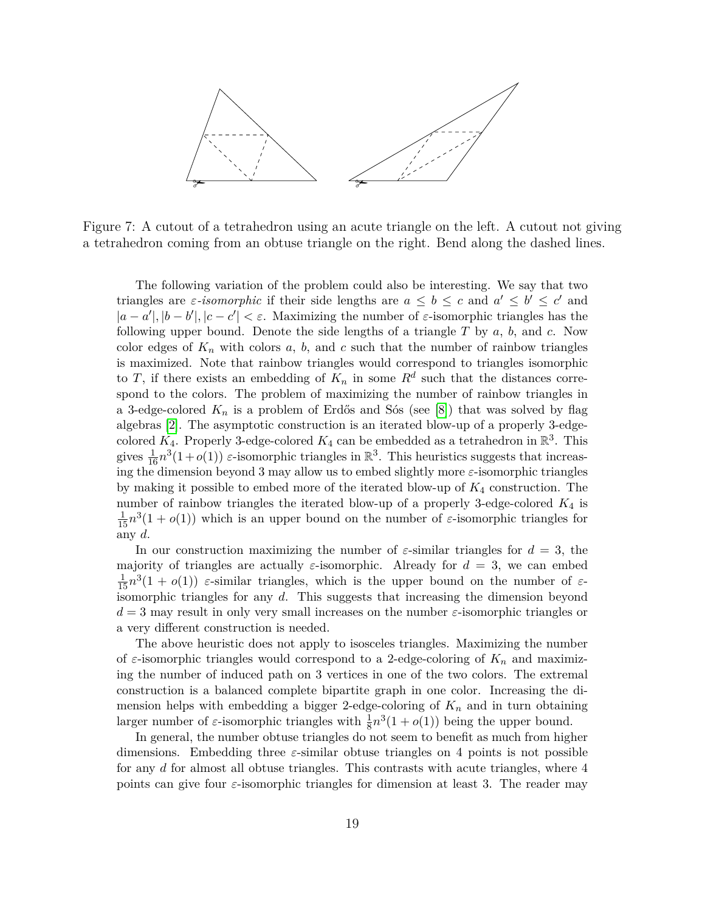Figure 7: A cutout of a tetrahedron using an acute triangle on the left. A cutout not giving a tetrahedron coming from an obtuse triangle on the right. Bend along the dashed lines.

The following variation of the problem could also be interesting. We say that two triangles are *ε-isomorphic* if their side lengths are $a \leq b \leq c$ and $a' \leq b' \leq c'$ and $|a - a'|, |b - b'|, |c - c'| < \varepsilon$. Maximizing the number of $\varepsilon$-isomorphic triangles has the following upper bound. Denote the side lengths of a triangle $T$ by $a$, $b$, and $c$. Now color edges of $K_n$ with colors $a$, $b$, and $c$ such that the number of rainbow triangles is maximized. Note that rainbow triangles would correspond to triangles isomorphic to $T$, if there exists an embedding of $K_n$ in some $R^d$ such that the distances correspond to the colors. The problem of maximizing the number of rainbow triangles in a 3-edge-colored $K_n$ is a problem of Erdős and Sós (see [8]) that was solved by flag algebras [2]. The asymptotic construction is an iterated blow-up of a properly 3-edge-colored $K_4$. Properly 3-edge-colored $K_4$ can be embedded as a tetrahedron in $\mathbb{R}^3$. This gives $\frac{1}{16}n^3(1+o(1))$ $\varepsilon$-isomorphic triangles in $\mathbb{R}^3$. This heuristics suggests that increasing the dimension beyond 3 may allow us to embed slightly more $\varepsilon$-isomorphic triangles by making it possible to embed more of the iterated blow-up of $K_4$ construction. The number of rainbow triangles the iterated blow-up of a properly 3-edge-colored $K_4$ is $\frac{1}{15}n^3(1 + o(1))$ which is an upper bound on the number of $\varepsilon$-isomorphic triangles for any $d$.

In our construction maximizing the number of $\varepsilon$-similar triangles for $d = 3$, the majority of triangles are actually $\varepsilon$-isomorphic. Already for $d = 3$, we can embed $\frac{1}{15}n^3(1 + o(1))$ $\varepsilon$-similar triangles, which is the upper bound on the number of $\varepsilon$-isomorphic triangles for any $d$. This suggests that increasing the dimension beyond $d = 3$ may result in only very small increases on the number $\varepsilon$-isomorphic triangles or a very different construction is needed.

The above heuristic does not apply to isosceles triangles. Maximizing the number of $\varepsilon$-isomorphic triangles would correspond to a 2-edge-coloring of $K_n$ and maximizing the number of induced path on 3 vertices in one of the two colors. The extremal construction is a balanced complete bipartite graph in one color. Increasing the dimension helps with embedding a bigger 2-edge-coloring of $K_n$ and in turn obtaining larger number of $\varepsilon$-isomorphic triangles with $\frac{1}{8}n^3(1 + o(1))$ being the upper bound.

In general, the number obtuse triangles do not seem to benefit as much from higher dimensions. Embedding three $\varepsilon$-similar obtuse triangles on 4 points is not possible for any $d$ for almost all obtuse triangles. This contrasts with acute triangles, where 4 points can give four $\varepsilon$-isomorphic triangles for dimension at least 3. The reader may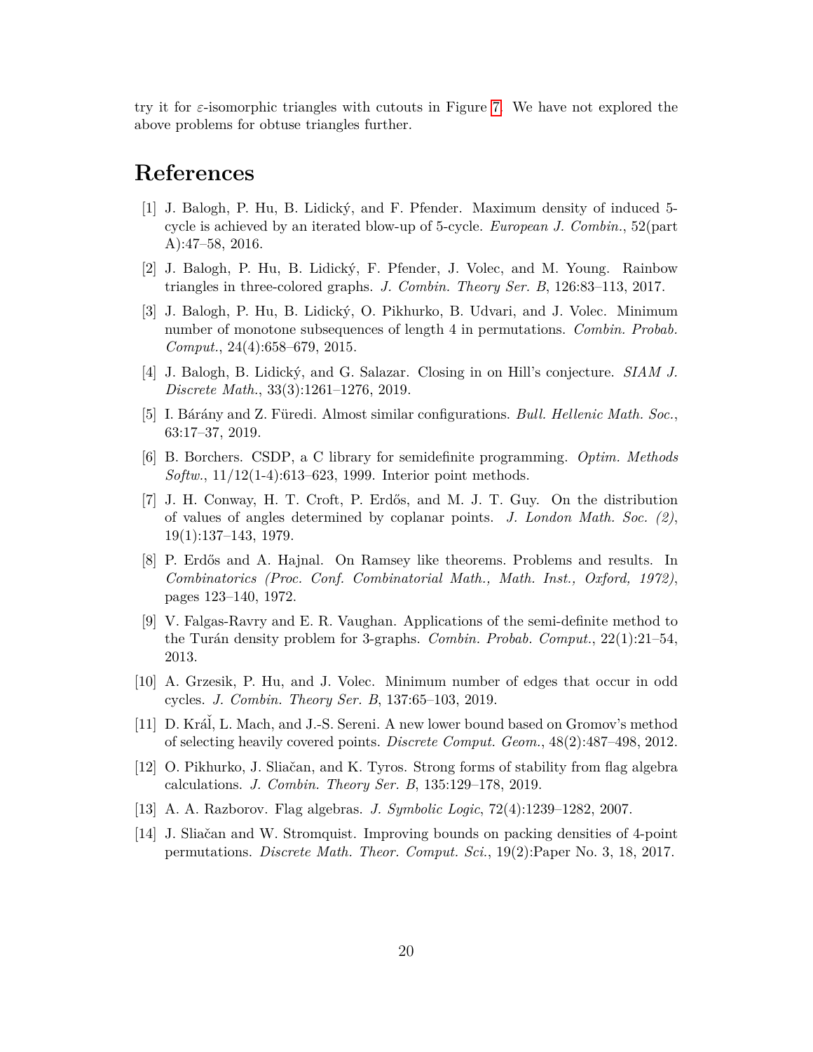try it for $\varepsilon$-isomorphic triangles with cutouts in Figure 7. We have not explored the above problems for obtuse triangles further.

# References

[1] J. Balogh, P. Hu, B. Lidický, and F. Pfender. Maximum density of induced 5-cycle is achieved by an iterated blow-up of 5-cycle. *European J. Combin.*, 52(part A):47–58, 2016.

[2] J. Balogh, P. Hu, B. Lidický, F. Pfender, J. Volec, and M. Young. Rainbow triangles in three-colored graphs. *J. Combin. Theory Ser. B*, 126:83–113, 2017.

[3] J. Balogh, P. Hu, B. Lidický, O. Pikhurko, B. Udvari, and J. Volec. Minimum number of monotone subsequences of length 4 in permutations. *Combin. Probab. Comput.*, 24(4):658–679, 2015.

[4] J. Balogh, B. Lidický, and G. Salazar. Closing in on Hill's conjecture. *SIAM J. Discrete Math.*, 33(3):1261–1276, 2019.

[5] I. Bárány and Z. Füredi. Almost similar configurations. *Bull. Hellenic Math. Soc.*, 63:17–37, 2019.

[6] B. Borchers. CSDP, a C library for semidefinite programming. *Optim. Methods Softw.*, 11/12(1-4):613–623, 1999. Interior point methods.

[7] J. H. Conway, H. T. Croft, P. Erdős, and M. J. T. Guy. On the distribution of values of angles determined by coplanar points. *J. London Math. Soc. (2)*, 19(1):137–143, 1979.

[8] P. Erdős and A. Hajnal. On Ramsey like theorems. Problems and results. In *Combinatorics (Proc. Conf. Combinatorial Math., Math. Inst., Oxford, 1972)*, pages 123–140, 1972.

[9] V. Falgas-Ravry and E. R. Vaughan. Applications of the semi-definite method to the Turán density problem for 3-graphs. *Combin. Probab. Comput.*, 22(1):21–54, 2013.

[10] A. Grzesik, P. Hu, and J. Volec. Minimum number of edges that occur in odd cycles. *J. Combin. Theory Ser. B*, 137:65–103, 2019.

[11] D. Král̆, L. Mach, and J.-S. Sereni. A new lower bound based on Gromov's method of selecting heavily covered points. *Discrete Comput. Geom.*, 48(2):487–498, 2012.

[12] O. Pikhurko, J. Sliačan, and K. Tyros. Strong forms of stability from flag algebra calculations. *J. Combin. Theory Ser. B*, 135:129–178, 2019.

[13] A. A. Razborov. Flag algebras. *J. Symbolic Logic*, 72(4):1239–1282, 2007.

[14] J. Sliačan and W. Stromquist. Improving bounds on packing densities of 4-point permutations. *Discrete Math. Theor. Comput. Sci.*, 19(2):Paper No. 3, 18, 2017.